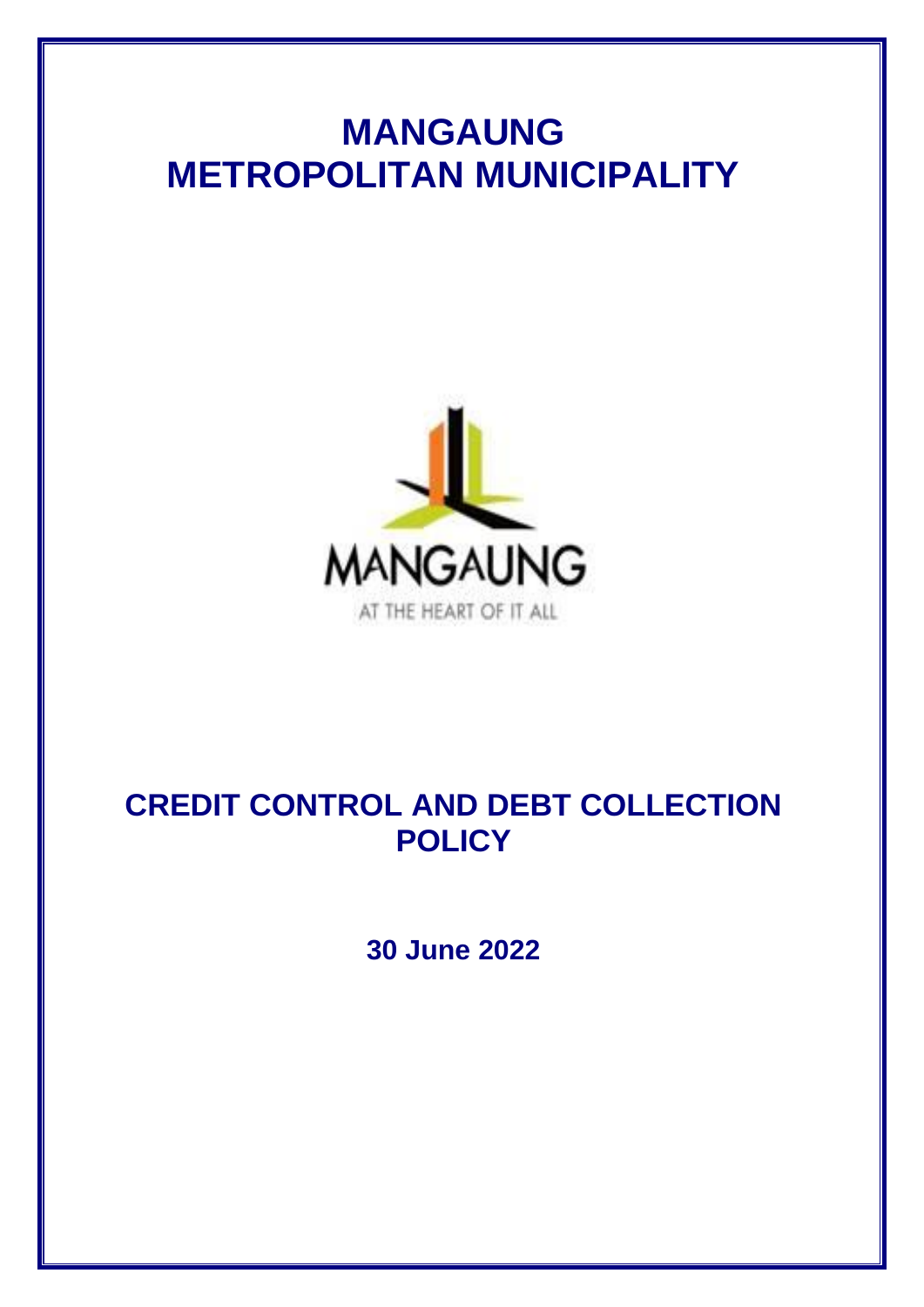# MANGAUNG METROPOLITAN MUNICIPALITY

MANGAUNG

AT THE HEART OF IT ALL

# CREDIT CONTROL AND DEBT COLLECTION POLICY

**30 June 2022**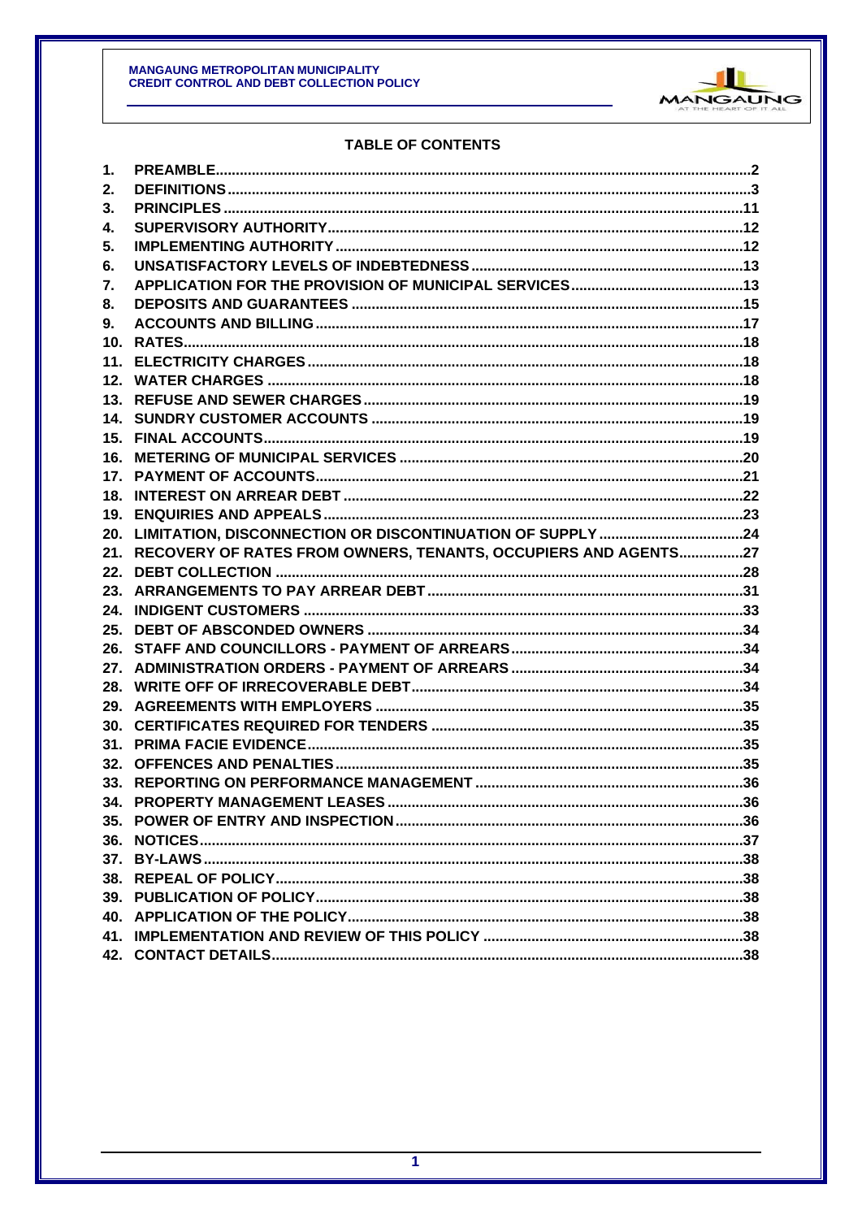## TABLE OF CONTENTS

1. PREAMBLE...2
2. DEFINITIONS...3
3. PRINCIPLES...11
4. SUPERVISORY AUTHORITY...12
5. IMPLEMENTING AUTHORITY...12
6. UNSATISFACTORY LEVELS OF INDEBTEDNESS...13
7. APPLICATION FOR THE PROVISION OF MUNICIPAL SERVICES...13
8. DEPOSITS AND GUARANTEES...15
9. ACCOUNTS AND BILLING...17
10. RATES...18
11. ELECTRICITY CHARGES...18
12. WATER CHARGES...18
13. REFUSE AND SEWER CHARGES...19
14. SUNDRY CUSTOMER ACCOUNTS...19
15. FINAL ACCOUNTS...19
16. METERING OF MUNICIPAL SERVICES...20
17. PAYMENT OF ACCOUNTS...21
18. INTEREST ON ARREAR DEBT...22
19. ENQUIRIES AND APPEALS...23
20. LIMITATION, DISCONNECTION OR DISCONTINUATION OF SUPPLY...24
21. RECOVERY OF RATES FROM OWNERS, TENANTS, OCCUPIERS AND AGENTS...27
22. DEBT COLLECTION...28
23. ARRANGEMENTS TO PAY ARREAR DEBT...31
24. INDIGENT CUSTOMERS...33
25. DEBT OF ABSCONDED OWNERS...34
26. STAFF AND COUNCILLORS - PAYMENT OF ARREARS...34
27. ADMINISTRATION ORDERS - PAYMENT OF ARREARS...34
28. WRITE OFF OF IRRECOVERABLE DEBT...34
29. AGREEMENTS WITH EMPLOYERS...35
30. CERTIFICATES REQUIRED FOR TENDERS...35
31. PRIMA FACIE EVIDENCE...35
32. OFFENCES AND PENALTIES...35
33. REPORTING ON PERFORMANCE MANAGEMENT...36
34. PROPERTY MANAGEMENT LEASES...36
35. POWER OF ENTRY AND INSPECTION...36
36. NOTICES...37
37. BY-LAWS...38
38. REPEAL OF POLICY...38
39. PUBLICATION OF POLICY...38
40. APPLICATION OF THE POLICY...38
41. IMPLEMENTATION AND REVIEW OF THIS POLICY...38
42. CONTACT DETAILS...38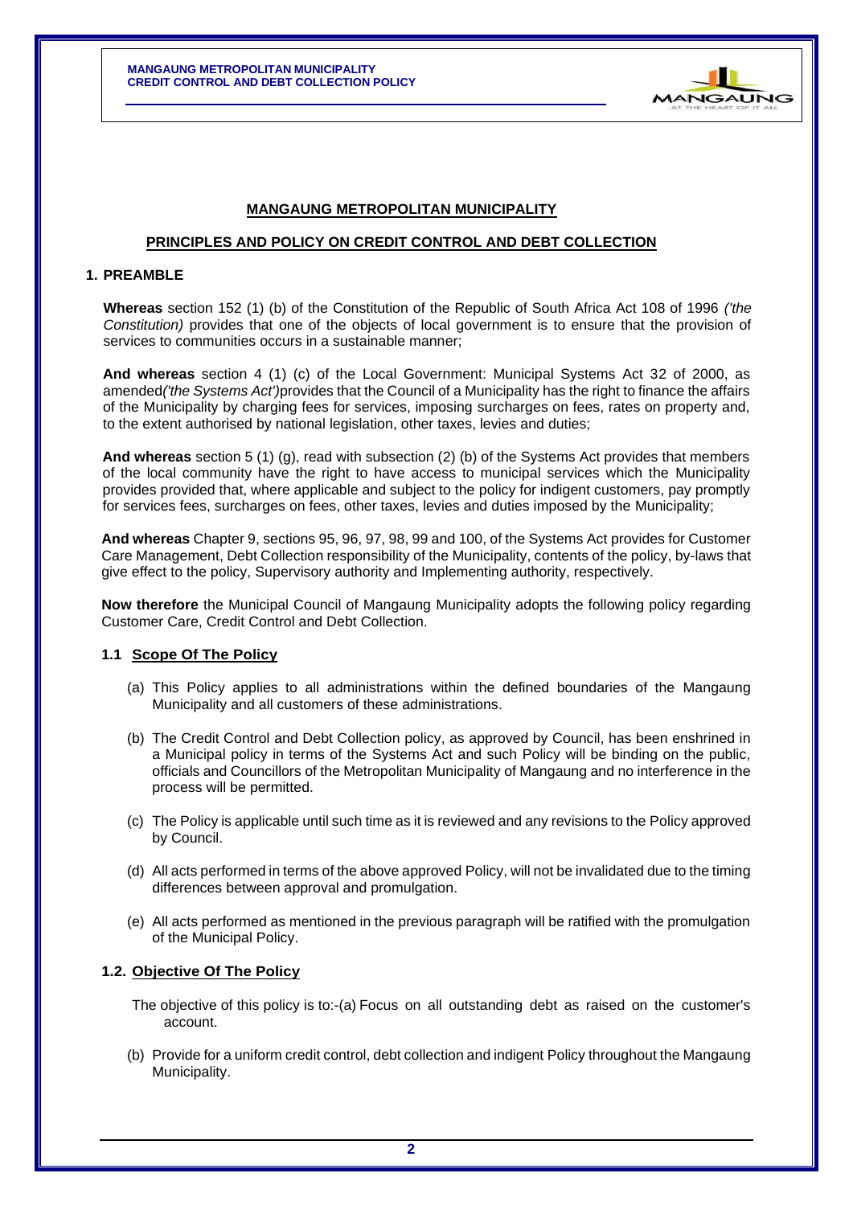## MANGAUNG METROPOLITAN MUNICIPALITY

## PRINCIPLES AND POLICY ON CREDIT CONTROL AND DEBT COLLECTION

### 1. PREAMBLE

**Whereas** section 152 (1) (b) of the Constitution of the Republic of South Africa Act 108 of 1996 *('the Constitution)* provides that one of the objects of local government is to ensure that the provision of services to communities occurs in a sustainable manner;

**And whereas** section 4 (1) (c) of the Local Government: Municipal Systems Act 32 of 2000, as amended*('the Systems Act')*provides that the Council of a Municipality has the right to finance the affairs of the Municipality by charging fees for services, imposing surcharges on fees, rates on property and, to the extent authorised by national legislation, other taxes, levies and duties;

**And whereas** section 5 (1) (g), read with subsection (2) (b) of the Systems Act provides that members of the local community have the right to have access to municipal services which the Municipality provides provided that, where applicable and subject to the policy for indigent customers, pay promptly for services fees, surcharges on fees, other taxes, levies and duties imposed by the Municipality;

**And whereas** Chapter 9, sections 95, 96, 97, 98, 99 and 100, of the Systems Act provides for Customer Care Management, Debt Collection responsibility of the Municipality, contents of the policy, by-laws that give effect to the policy, Supervisory authority and Implementing authority, respectively.

**Now therefore** the Municipal Council of Mangaung Municipality adopts the following policy regarding Customer Care, Credit Control and Debt Collection.

#### 1.1 Scope Of The Policy

(a) This Policy applies to all administrations within the defined boundaries of the Mangaung Municipality and all customers of these administrations.

(b) The Credit Control and Debt Collection policy, as approved by Council, has been enshrined in a Municipal policy in terms of the Systems Act and such Policy will be binding on the public, officials and Councillors of the Metropolitan Municipality of Mangaung and no interference in the process will be permitted.

(c) The Policy is applicable until such time as it is reviewed and any revisions to the Policy approved by Council.

(d) All acts performed in terms of the above approved Policy, will not be invalidated due to the timing differences between approval and promulgation.

(e) All acts performed as mentioned in the previous paragraph will be ratified with the promulgation of the Municipal Policy.

#### 1.2. Objective Of The Policy

The objective of this policy is to:-(a) Focus on all outstanding debt as raised on the customer's account.

(b) Provide for a uniform credit control, debt collection and indigent Policy throughout the Mangaung Municipality.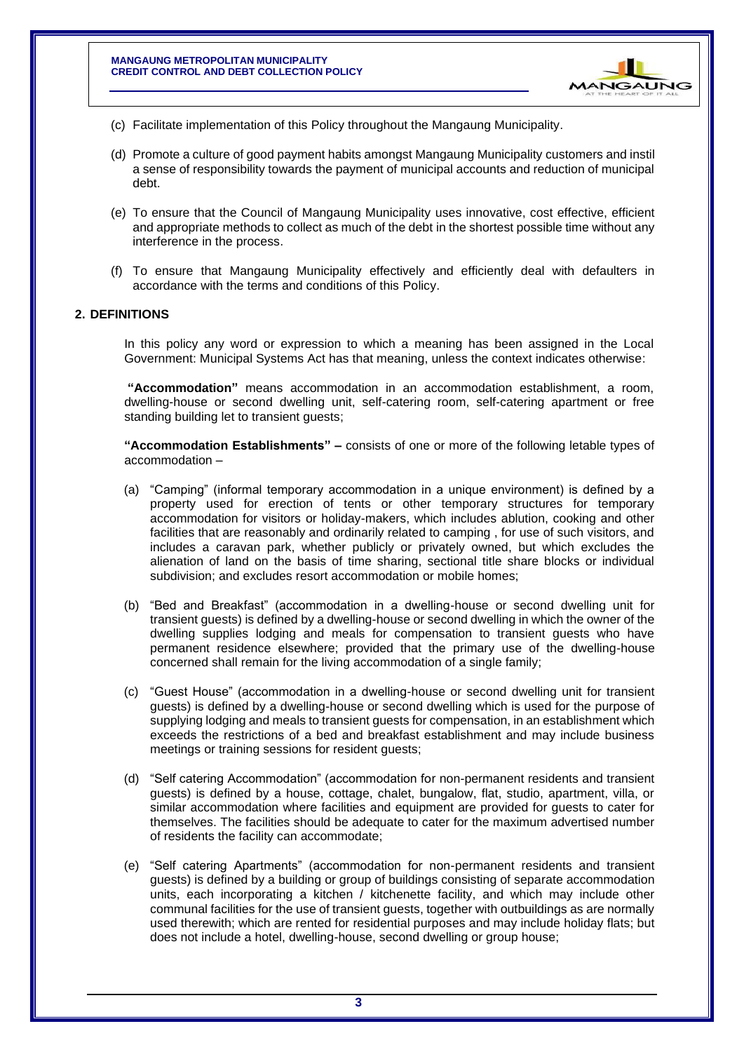(c) Facilitate implementation of this Policy throughout the Mangaung Municipality.

(d) Promote a culture of good payment habits amongst Mangaung Municipality customers and instil a sense of responsibility towards the payment of municipal accounts and reduction of municipal debt.

(e) To ensure that the Council of Mangaung Municipality uses innovative, cost effective, efficient and appropriate methods to collect as much of the debt in the shortest possible time without any interference in the process.

(f) To ensure that Mangaung Municipality effectively and efficiently deal with defaulters in accordance with the terms and conditions of this Policy.

## 2. DEFINITIONS

In this policy any word or expression to which a meaning has been assigned in the Local Government: Municipal Systems Act has that meaning, unless the context indicates otherwise:

**"Accommodation"** means accommodation in an accommodation establishment, a room, dwelling-house or second dwelling unit, self-catering room, self-catering apartment or free standing building let to transient guests;

**"Accommodation Establishments" –** consists of one or more of the following letable types of accommodation –

(a) "Camping" (informal temporary accommodation in a unique environment) is defined by a property used for erection of tents or other temporary structures for temporary accommodation for visitors or holiday-makers, which includes ablution, cooking and other facilities that are reasonably and ordinarily related to camping , for use of such visitors, and includes a caravan park, whether publicly or privately owned, but which excludes the alienation of land on the basis of time sharing, sectional title share blocks or individual subdivision; and excludes resort accommodation or mobile homes;

(b) "Bed and Breakfast" (accommodation in a dwelling-house or second dwelling unit for transient guests) is defined by a dwelling-house or second dwelling in which the owner of the dwelling supplies lodging and meals for compensation to transient guests who have permanent residence elsewhere; provided that the primary use of the dwelling-house concerned shall remain for the living accommodation of a single family;

(c) "Guest House" (accommodation in a dwelling-house or second dwelling unit for transient guests) is defined by a dwelling-house or second dwelling which is used for the purpose of supplying lodging and meals to transient guests for compensation, in an establishment which exceeds the restrictions of a bed and breakfast establishment and may include business meetings or training sessions for resident guests;

(d) "Self catering Accommodation" (accommodation for non-permanent residents and transient guests) is defined by a house, cottage, chalet, bungalow, flat, studio, apartment, villa, or similar accommodation where facilities and equipment are provided for guests to cater for themselves. The facilities should be adequate to cater for the maximum advertised number of residents the facility can accommodate;

(e) "Self catering Apartments" (accommodation for non-permanent residents and transient guests) is defined by a building or group of buildings consisting of separate accommodation units, each incorporating a kitchen / kitchenette facility, and which may include other communal facilities for the use of transient guests, together with outbuildings as are normally used therewith; which are rented for residential purposes and may include holiday flats; but does not include a hotel, dwelling-house, second dwelling or group house;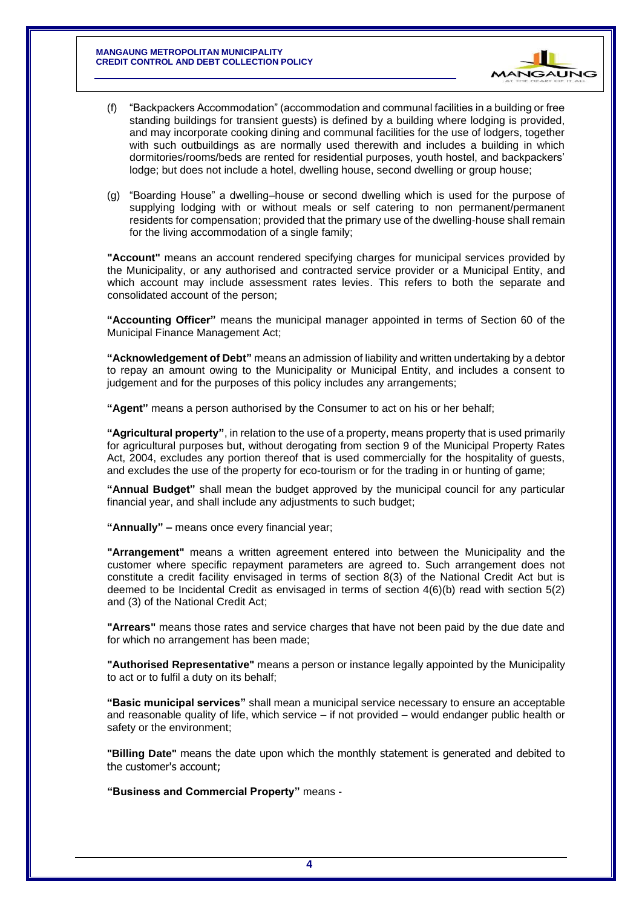(f) "Backpackers Accommodation" (accommodation and communal facilities in a building or free standing buildings for transient guests) is defined by a building where lodging is provided, and may incorporate cooking dining and communal facilities for the use of lodgers, together with such outbuildings as are normally used therewith and includes a building in which dormitories/rooms/beds are rented for residential purposes, youth hostel, and backpackers' lodge; but does not include a hotel, dwelling house, second dwelling or group house;

(g) "Boarding House" a dwelling–house or second dwelling which is used for the purpose of supplying lodging with or without meals or self catering to non permanent/permanent residents for compensation; provided that the primary use of the dwelling-house shall remain for the living accommodation of a single family;

**"Account"** means an account rendered specifying charges for municipal services provided by the Municipality, or any authorised and contracted service provider or a Municipal Entity, and which account may include assessment rates levies. This refers to both the separate and consolidated account of the person;

**"Accounting Officer"** means the municipal manager appointed in terms of Section 60 of the Municipal Finance Management Act;

**"Acknowledgement of Debt"** means an admission of liability and written undertaking by a debtor to repay an amount owing to the Municipality or Municipal Entity, and includes a consent to judgement and for the purposes of this policy includes any arrangements;

**"Agent"** means a person authorised by the Consumer to act on his or her behalf;

**"Agricultural property"**, in relation to the use of a property, means property that is used primarily for agricultural purposes but, without derogating from section 9 of the Municipal Property Rates Act, 2004, excludes any portion thereof that is used commercially for the hospitality of guests, and excludes the use of the property for eco-tourism or for the trading in or hunting of game;

**"Annual Budget"** shall mean the budget approved by the municipal council for any particular financial year, and shall include any adjustments to such budget;

**"Annually" –** means once every financial year;

**"Arrangement"** means a written agreement entered into between the Municipality and the customer where specific repayment parameters are agreed to. Such arrangement does not constitute a credit facility envisaged in terms of section 8(3) of the National Credit Act but is deemed to be Incidental Credit as envisaged in terms of section 4(6)(b) read with section 5(2) and (3) of the National Credit Act;

**"Arrears"** means those rates and service charges that have not been paid by the due date and for which no arrangement has been made;

**"Authorised Representative"** means a person or instance legally appointed by the Municipality to act or to fulfil a duty on its behalf;

**"Basic municipal services"** shall mean a municipal service necessary to ensure an acceptable and reasonable quality of life, which service – if not provided – would endanger public health or safety or the environment;

**"Billing Date"** means the date upon which the monthly statement is generated and debited to the customer's account;

**"Business and Commercial Property"** means -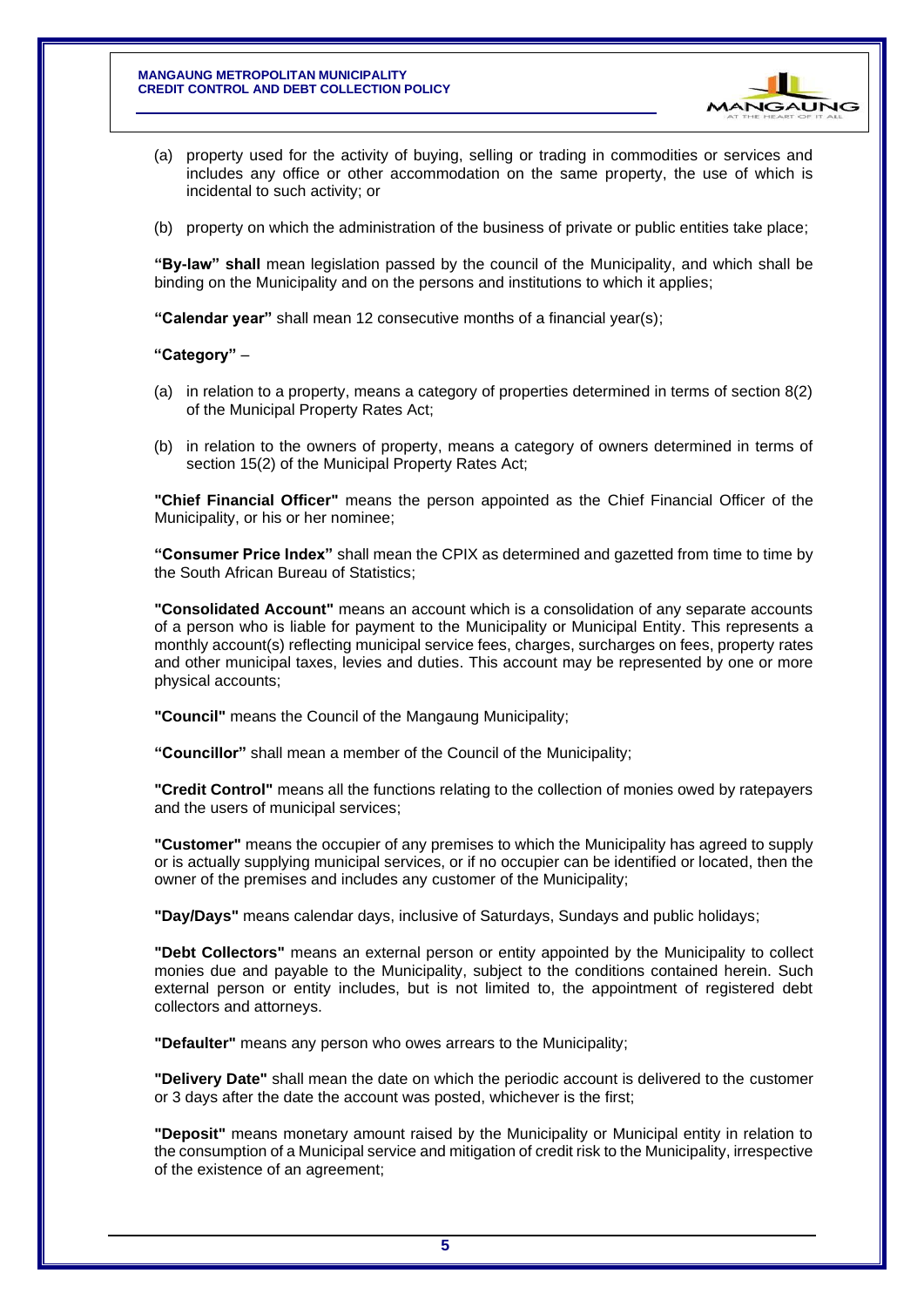(a) property used for the activity of buying, selling or trading in commodities or services and includes any office or other accommodation on the same property, the use of which is incidental to such activity; or

(b) property on which the administration of the business of private or public entities take place;

**"By-law" shall** mean legislation passed by the council of the Municipality, and which shall be binding on the Municipality and on the persons and institutions to which it applies;

**"Calendar year"** shall mean 12 consecutive months of a financial year(s);

**"Category"** –

(a) in relation to a property, means a category of properties determined in terms of section 8(2) of the Municipal Property Rates Act;

(b) in relation to the owners of property, means a category of owners determined in terms of section 15(2) of the Municipal Property Rates Act;

**"Chief Financial Officer"** means the person appointed as the Chief Financial Officer of the Municipality, or his or her nominee;

**"Consumer Price Index"** shall mean the CPIX as determined and gazetted from time to time by the South African Bureau of Statistics;

**"Consolidated Account"** means an account which is a consolidation of any separate accounts of a person who is liable for payment to the Municipality or Municipal Entity. This represents a monthly account(s) reflecting municipal service fees, charges, surcharges on fees, property rates and other municipal taxes, levies and duties. This account may be represented by one or more physical accounts;

**"Council"** means the Council of the Mangaung Municipality;

**"Councillor"** shall mean a member of the Council of the Municipality;

**"Credit Control"** means all the functions relating to the collection of monies owed by ratepayers and the users of municipal services;

**"Customer"** means the occupier of any premises to which the Municipality has agreed to supply or is actually supplying municipal services, or if no occupier can be identified or located, then the owner of the premises and includes any customer of the Municipality;

**"Day/Days"** means calendar days, inclusive of Saturdays, Sundays and public holidays;

**"Debt Collectors"** means an external person or entity appointed by the Municipality to collect monies due and payable to the Municipality, subject to the conditions contained herein. Such external person or entity includes, but is not limited to, the appointment of registered debt collectors and attorneys.

**"Defaulter"** means any person who owes arrears to the Municipality;

**"Delivery Date"** shall mean the date on which the periodic account is delivered to the customer or 3 days after the date the account was posted, whichever is the first;

**"Deposit"** means monetary amount raised by the Municipality or Municipal entity in relation to the consumption of a Municipal service and mitigation of credit risk to the Municipality, irrespective of the existence of an agreement;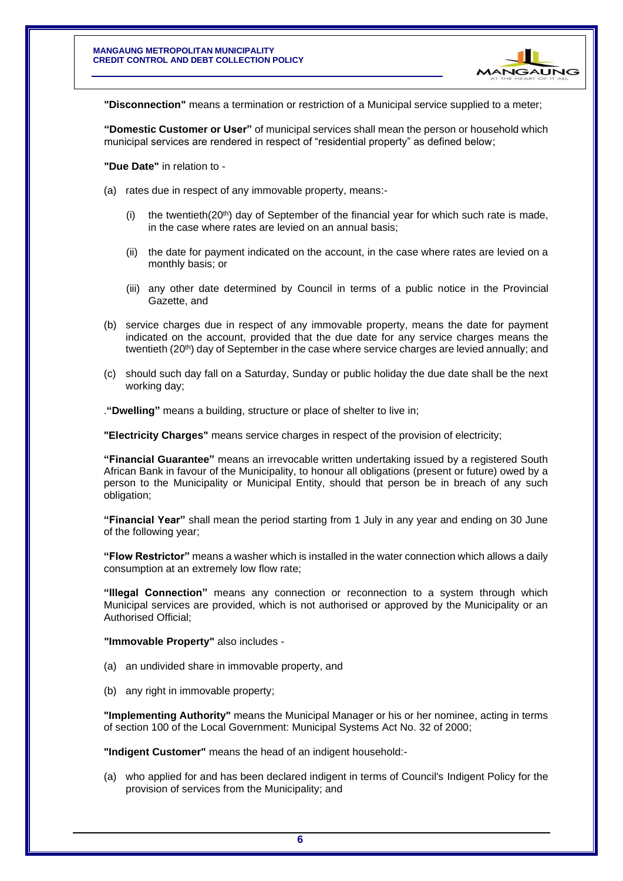**"Disconnection"** means a termination or restriction of a Municipal service supplied to a meter;

**"Domestic Customer or User"** of municipal services shall mean the person or household which municipal services are rendered in respect of "residential property" as defined below;

**"Due Date"** in relation to -

(a) rates due in respect of any immovable property, means:-

   (i) the twentieth(20th) day of September of the financial year for which such rate is made, in the case where rates are levied on an annual basis;

   (ii) the date for payment indicated on the account, in the case where rates are levied on a monthly basis; or

   (iii) any other date determined by Council in terms of a public notice in the Provincial Gazette, and

(b) service charges due in respect of any immovable property, means the date for payment indicated on the account, provided that the due date for any service charges means the twentieth (20th) day of September in the case where service charges are levied annually; and

(c) should such day fall on a Saturday, Sunday or public holiday the due date shall be the next working day;

.**"Dwelling"** means a building, structure or place of shelter to live in;

**"Electricity Charges"** means service charges in respect of the provision of electricity;

**"Financial Guarantee"** means an irrevocable written undertaking issued by a registered South African Bank in favour of the Municipality, to honour all obligations (present or future) owed by a person to the Municipality or Municipal Entity, should that person be in breach of any such obligation;

**"Financial Year"** shall mean the period starting from 1 July in any year and ending on 30 June of the following year;

**"Flow Restrictor"** means a washer which is installed in the water connection which allows a daily consumption at an extremely low flow rate;

**"Illegal Connection"** means any connection or reconnection to a system through which Municipal services are provided, which is not authorised or approved by the Municipality or an Authorised Official;

**"Immovable Property"** also includes -

(a) an undivided share in immovable property, and

(b) any right in immovable property;

**"Implementing Authority"** means the Municipal Manager or his or her nominee, acting in terms of section 100 of the Local Government: Municipal Systems Act No. 32 of 2000;

**"Indigent Customer"** means the head of an indigent household:-

(a) who applied for and has been declared indigent in terms of Council's Indigent Policy for the provision of services from the Municipality; and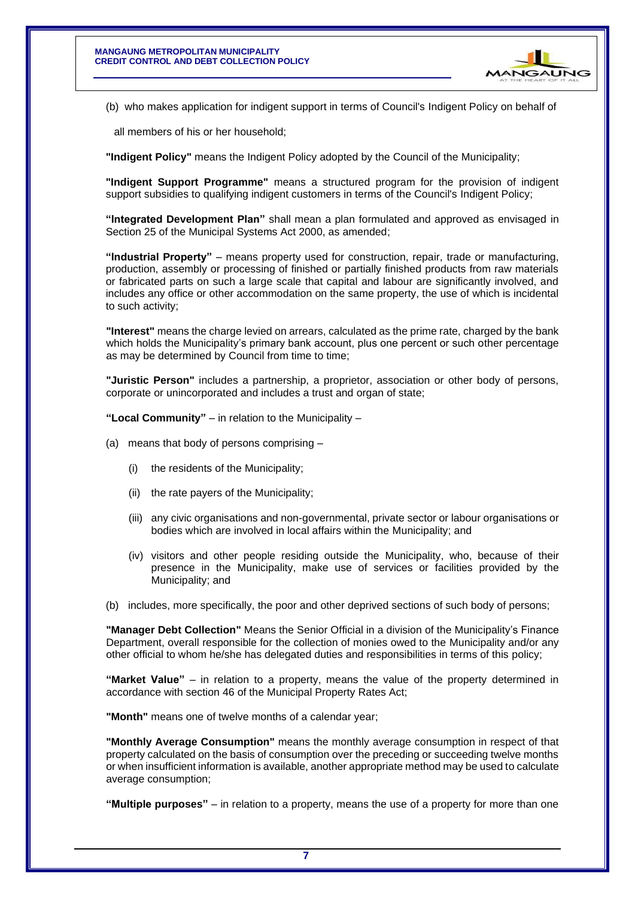(b) who makes application for indigent support in terms of Council's Indigent Policy on behalf of all members of his or her household;

**"Indigent Policy"** means the Indigent Policy adopted by the Council of the Municipality;

**"Indigent Support Programme"** means a structured program for the provision of indigent support subsidies to qualifying indigent customers in terms of the Council's Indigent Policy;

**"Integrated Development Plan"** shall mean a plan formulated and approved as envisaged in Section 25 of the Municipal Systems Act 2000, as amended;

**"Industrial Property"** – means property used for construction, repair, trade or manufacturing, production, assembly or processing of finished or partially finished products from raw materials or fabricated parts on such a large scale that capital and labour are significantly involved, and includes any office or other accommodation on the same property, the use of which is incidental to such activity;

**"Interest"** means the charge levied on arrears, calculated as the prime rate, charged by the bank which holds the Municipality's primary bank account, plus one percent or such other percentage as may be determined by Council from time to time;

**"Juristic Person"** includes a partnership, a proprietor, association or other body of persons, corporate or unincorporated and includes a trust and organ of state;

**"Local Community"** – in relation to the Municipality –

(a) means that body of persons comprising –

  (i) the residents of the Municipality;

  (ii) the rate payers of the Municipality;

  (iii) any civic organisations and non-governmental, private sector or labour organisations or bodies which are involved in local affairs within the Municipality; and

  (iv) visitors and other people residing outside the Municipality, who, because of their presence in the Municipality, make use of services or facilities provided by the Municipality; and

(b) includes, more specifically, the poor and other deprived sections of such body of persons;

**"Manager Debt Collection"** Means the Senior Official in a division of the Municipality's Finance Department, overall responsible for the collection of monies owed to the Municipality and/or any other official to whom he/she has delegated duties and responsibilities in terms of this policy;

**"Market Value"** – in relation to a property, means the value of the property determined in accordance with section 46 of the Municipal Property Rates Act;

**"Month"** means one of twelve months of a calendar year;

**"Monthly Average Consumption"** means the monthly average consumption in respect of that property calculated on the basis of consumption over the preceding or succeeding twelve months or when insufficient information is available, another appropriate method may be used to calculate average consumption;

**"Multiple purposes"** – in relation to a property, means the use of a property for more than one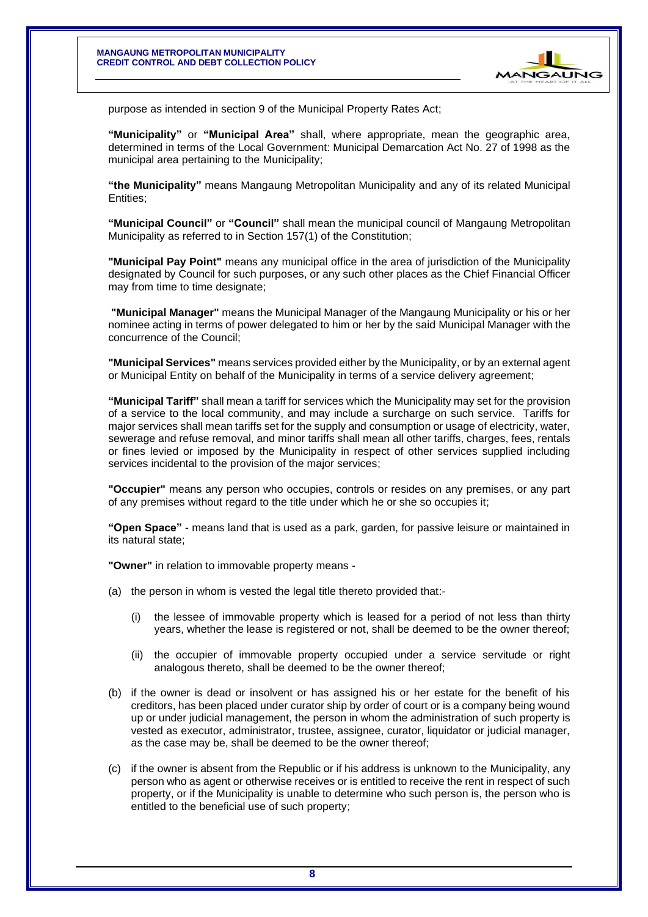purpose as intended in section 9 of the Municipal Property Rates Act;

**"Municipality"** or **"Municipal Area"** shall, where appropriate, mean the geographic area, determined in terms of the Local Government: Municipal Demarcation Act No. 27 of 1998 as the municipal area pertaining to the Municipality;

**"the Municipality"** means Mangaung Metropolitan Municipality and any of its related Municipal Entities;

**"Municipal Council"** or **"Council"** shall mean the municipal council of Mangaung Metropolitan Municipality as referred to in Section 157(1) of the Constitution;

**"Municipal Pay Point"** means any municipal office in the area of jurisdiction of the Municipality designated by Council for such purposes, or any such other places as the Chief Financial Officer may from time to time designate;

**"Municipal Manager"** means the Municipal Manager of the Mangaung Municipality or his or her nominee acting in terms of power delegated to him or her by the said Municipal Manager with the concurrence of the Council;

**"Municipal Services"** means services provided either by the Municipality, or by an external agent or Municipal Entity on behalf of the Municipality in terms of a service delivery agreement;

**"Municipal Tariff"** shall mean a tariff for services which the Municipality may set for the provision of a service to the local community, and may include a surcharge on such service. Tariffs for major services shall mean tariffs set for the supply and consumption or usage of electricity, water, sewerage and refuse removal, and minor tariffs shall mean all other tariffs, charges, fees, rentals or fines levied or imposed by the Municipality in respect of other services supplied including services incidental to the provision of the major services;

**"Occupier"** means any person who occupies, controls or resides on any premises, or any part of any premises without regard to the title under which he or she so occupies it;

**"Open Space"** - means land that is used as a park, garden, for passive leisure or maintained in its natural state;

**"Owner"** in relation to immovable property means -

(a) the person in whom is vested the legal title thereto provided that:-

   (i) the lessee of immovable property which is leased for a period of not less than thirty years, whether the lease is registered or not, shall be deemed to be the owner thereof;

   (ii) the occupier of immovable property occupied under a service servitude or right analogous thereto, shall be deemed to be the owner thereof;

(b) if the owner is dead or insolvent or has assigned his or her estate for the benefit of his creditors, has been placed under curator ship by order of court or is a company being wound up or under judicial management, the person in whom the administration of such property is vested as executor, administrator, trustee, assignee, curator, liquidator or judicial manager, as the case may be, shall be deemed to be the owner thereof;

(c) if the owner is absent from the Republic or if his address is unknown to the Municipality, any person who as agent or otherwise receives or is entitled to receive the rent in respect of such property, or if the Municipality is unable to determine who such person is, the person who is entitled to the beneficial use of such property;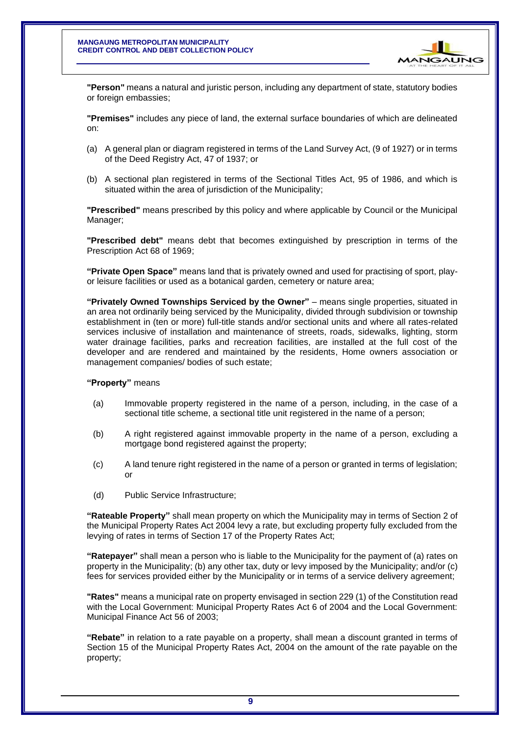**"Person"** means a natural and juristic person, including any department of state, statutory bodies or foreign embassies;

**"Premises"** includes any piece of land, the external surface boundaries of which are delineated on:

(a) A general plan or diagram registered in terms of the Land Survey Act, (9 of 1927) or in terms of the Deed Registry Act, 47 of 1937; or

(b) A sectional plan registered in terms of the Sectional Titles Act, 95 of 1986, and which is situated within the area of jurisdiction of the Municipality;

**"Prescribed"** means prescribed by this policy and where applicable by Council or the Municipal Manager;

**"Prescribed debt"** means debt that becomes extinguished by prescription in terms of the Prescription Act 68 of 1969;

**"Private Open Space"** means land that is privately owned and used for practising of sport, play- or leisure facilities or used as a botanical garden, cemetery or nature area;

**"Privately Owned Townships Serviced by the Owner"** – means single properties, situated in an area not ordinarily being serviced by the Municipality, divided through subdivision or township establishment in (ten or more) full-title stands and/or sectional units and where all rates-related services inclusive of installation and maintenance of streets, roads, sidewalks, lighting, storm water drainage facilities, parks and recreation facilities, are installed at the full cost of the developer and are rendered and maintained by the residents, Home owners association or management companies/ bodies of such estate;

**"Property"** means

(a) Immovable property registered in the name of a person, including, in the case of a sectional title scheme, a sectional title unit registered in the name of a person;

(b) A right registered against immovable property in the name of a person, excluding a mortgage bond registered against the property;

(c) A land tenure right registered in the name of a person or granted in terms of legislation; or

(d) Public Service Infrastructure;

**"Rateable Property"** shall mean property on which the Municipality may in terms of Section 2 of the Municipal Property Rates Act 2004 levy a rate, but excluding property fully excluded from the levying of rates in terms of Section 17 of the Property Rates Act;

**"Ratepayer"** shall mean a person who is liable to the Municipality for the payment of (a) rates on property in the Municipality; (b) any other tax, duty or levy imposed by the Municipality; and/or (c) fees for services provided either by the Municipality or in terms of a service delivery agreement;

**"Rates"** means a municipal rate on property envisaged in section 229 (1) of the Constitution read with the Local Government: Municipal Property Rates Act 6 of 2004 and the Local Government: Municipal Finance Act 56 of 2003;

**"Rebate"** in relation to a rate payable on a property, shall mean a discount granted in terms of Section 15 of the Municipal Property Rates Act, 2004 on the amount of the rate payable on the property;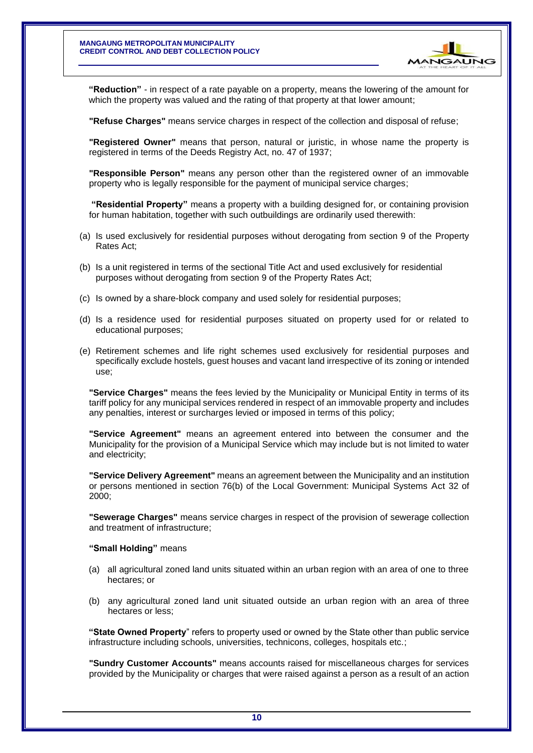**"Reduction"** - in respect of a rate payable on a property, means the lowering of the amount for which the property was valued and the rating of that property at that lower amount;

**"Refuse Charges"** means service charges in respect of the collection and disposal of refuse;

**"Registered Owner"** means that person, natural or juristic, in whose name the property is registered in terms of the Deeds Registry Act, no. 47 of 1937;

**"Responsible Person"** means any person other than the registered owner of an immovable property who is legally responsible for the payment of municipal service charges;

**"Residential Property"** means a property with a building designed for, or containing provision for human habitation, together with such outbuildings are ordinarily used therewith:

(a) Is used exclusively for residential purposes without derogating from section 9 of the Property Rates Act;

(b) Is a unit registered in terms of the sectional Title Act and used exclusively for residential purposes without derogating from section 9 of the Property Rates Act;

(c) Is owned by a share-block company and used solely for residential purposes;

(d) Is a residence used for residential purposes situated on property used for or related to educational purposes;

(e) Retirement schemes and life right schemes used exclusively for residential purposes and specifically exclude hostels, guest houses and vacant land irrespective of its zoning or intended use;

**"Service Charges"** means the fees levied by the Municipality or Municipal Entity in terms of its tariff policy for any municipal services rendered in respect of an immovable property and includes any penalties, interest or surcharges levied or imposed in terms of this policy;

**"Service Agreement"** means an agreement entered into between the consumer and the Municipality for the provision of a Municipal Service which may include but is not limited to water and electricity;

**"Service Delivery Agreement"** means an agreement between the Municipality and an institution or persons mentioned in section 76(b) of the Local Government: Municipal Systems Act 32 of 2000;

**"Sewerage Charges"** means service charges in respect of the provision of sewerage collection and treatment of infrastructure;

**"Small Holding"** means

(a) all agricultural zoned land units situated within an urban region with an area of one to three hectares; or

(b) any agricultural zoned land unit situated outside an urban region with an area of three hectares or less;

**"State Owned Property"** refers to property used or owned by the State other than public service infrastructure including schools, universities, technicons, colleges, hospitals etc.;

**"Sundry Customer Accounts"** means accounts raised for miscellaneous charges for services provided by the Municipality or charges that were raised against a person as a result of an action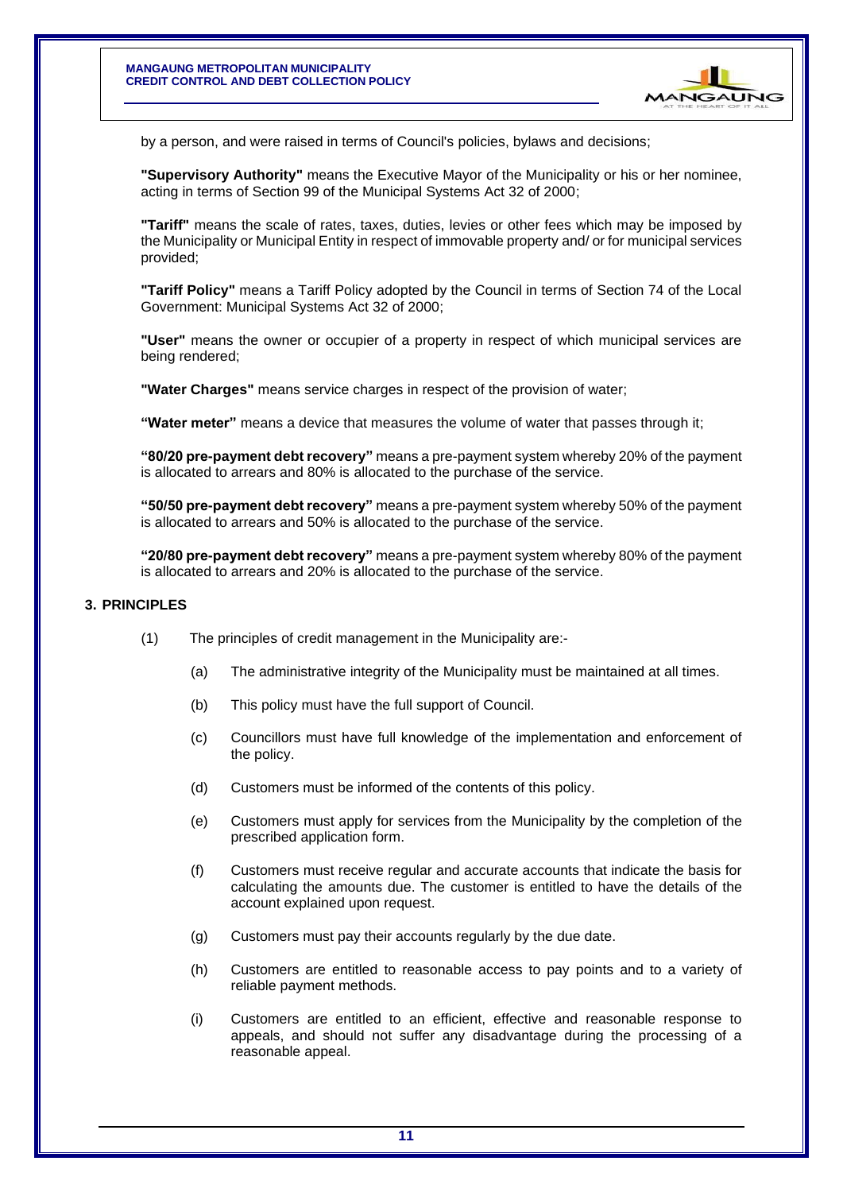by a person, and were raised in terms of Council's policies, bylaws and decisions;

**"Supervisory Authority"** means the Executive Mayor of the Municipality or his or her nominee, acting in terms of Section 99 of the Municipal Systems Act 32 of 2000;

**"Tariff"** means the scale of rates, taxes, duties, levies or other fees which may be imposed by the Municipality or Municipal Entity in respect of immovable property and/ or for municipal services provided;

**"Tariff Policy"** means a Tariff Policy adopted by the Council in terms of Section 74 of the Local Government: Municipal Systems Act 32 of 2000;

**"User"** means the owner or occupier of a property in respect of which municipal services are being rendered;

**"Water Charges"** means service charges in respect of the provision of water;

**"Water meter"** means a device that measures the volume of water that passes through it;

**"80/20 pre-payment debt recovery"** means a pre-payment system whereby 20% of the payment is allocated to arrears and 80% is allocated to the purchase of the service.

**"50/50 pre-payment debt recovery"** means a pre-payment system whereby 50% of the payment is allocated to arrears and 50% is allocated to the purchase of the service.

**"20/80 pre-payment debt recovery"** means a pre-payment system whereby 80% of the payment is allocated to arrears and 20% is allocated to the purchase of the service.

## 3. PRINCIPLES

(1) The principles of credit management in the Municipality are:-

(a) The administrative integrity of the Municipality must be maintained at all times.

(b) This policy must have the full support of Council.

(c) Councillors must have full knowledge of the implementation and enforcement of the policy.

(d) Customers must be informed of the contents of this policy.

(e) Customers must apply for services from the Municipality by the completion of the prescribed application form.

(f) Customers must receive regular and accurate accounts that indicate the basis for calculating the amounts due. The customer is entitled to have the details of the account explained upon request.

(g) Customers must pay their accounts regularly by the due date.

(h) Customers are entitled to reasonable access to pay points and to a variety of reliable payment methods.

(i) Customers are entitled to an efficient, effective and reasonable response to appeals, and should not suffer any disadvantage during the processing of a reasonable appeal.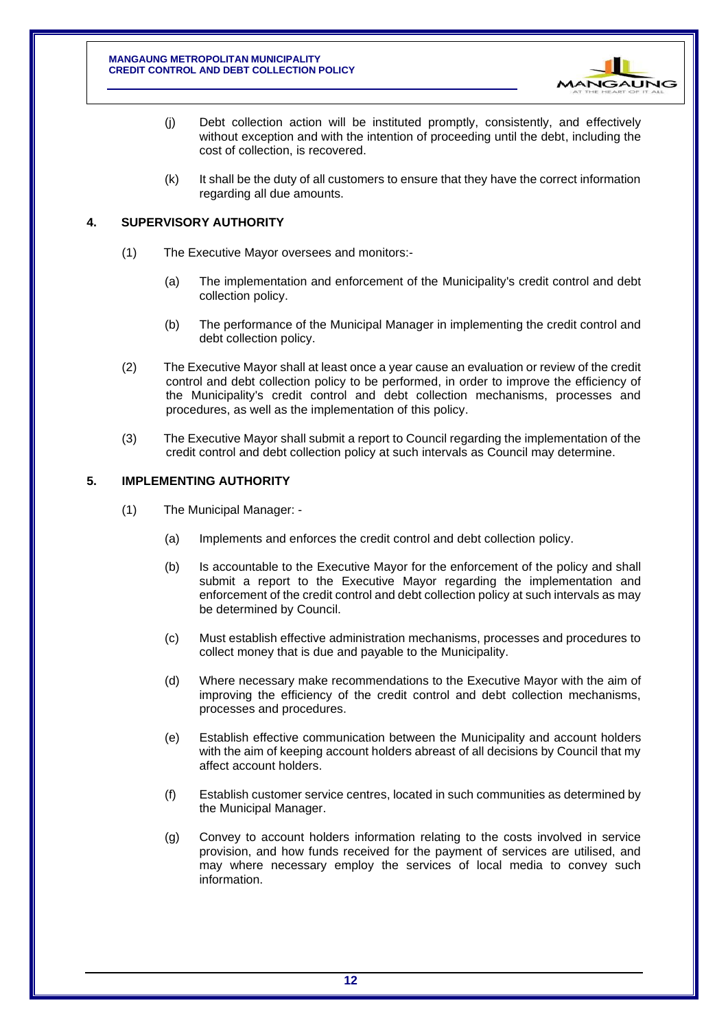(j) Debt collection action will be instituted promptly, consistently, and effectively without exception and with the intention of proceeding until the debt, including the cost of collection, is recovered.

(k) It shall be the duty of all customers to ensure that they have the correct information regarding all due amounts.

## 4. SUPERVISORY AUTHORITY

(1) The Executive Mayor oversees and monitors:-

(a) The implementation and enforcement of the Municipality's credit control and debt collection policy.

(b) The performance of the Municipal Manager in implementing the credit control and debt collection policy.

(2) The Executive Mayor shall at least once a year cause an evaluation or review of the credit control and debt collection policy to be performed, in order to improve the efficiency of the Municipality's credit control and debt collection mechanisms, processes and procedures, as well as the implementation of this policy.

(3) The Executive Mayor shall submit a report to Council regarding the implementation of the credit control and debt collection policy at such intervals as Council may determine.

## 5. IMPLEMENTING AUTHORITY

(1) The Municipal Manager: -

(a) Implements and enforces the credit control and debt collection policy.

(b) Is accountable to the Executive Mayor for the enforcement of the policy and shall submit a report to the Executive Mayor regarding the implementation and enforcement of the credit control and debt collection policy at such intervals as may be determined by Council.

(c) Must establish effective administration mechanisms, processes and procedures to collect money that is due and payable to the Municipality.

(d) Where necessary make recommendations to the Executive Mayor with the aim of improving the efficiency of the credit control and debt collection mechanisms, processes and procedures.

(e) Establish effective communication between the Municipality and account holders with the aim of keeping account holders abreast of all decisions by Council that my affect account holders.

(f) Establish customer service centres, located in such communities as determined by the Municipal Manager.

(g) Convey to account holders information relating to the costs involved in service provision, and how funds received for the payment of services are utilised, and may where necessary employ the services of local media to convey such information.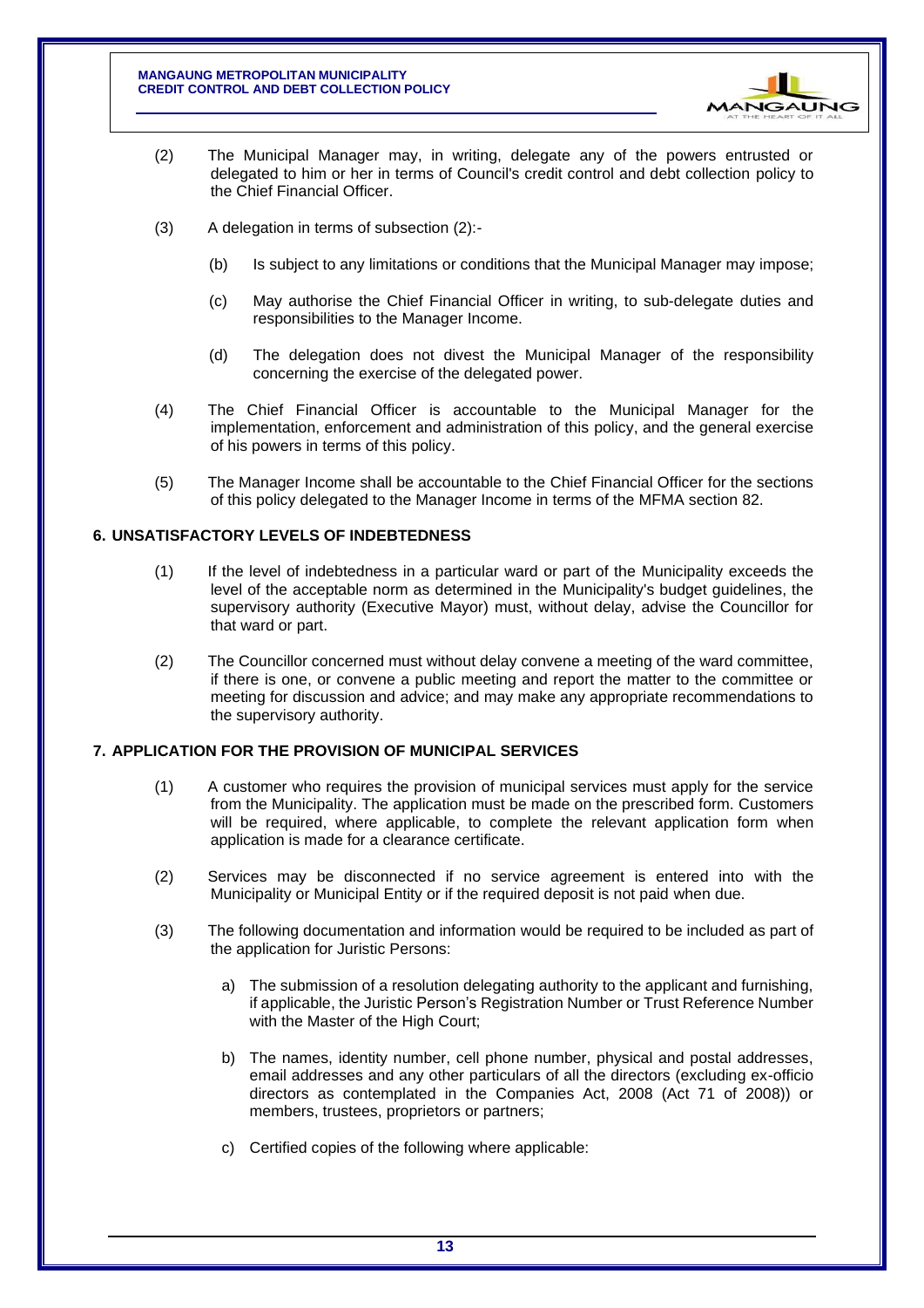(2) The Municipal Manager may, in writing, delegate any of the powers entrusted or delegated to him or her in terms of Council's credit control and debt collection policy to the Chief Financial Officer.

(3) A delegation in terms of subsection (2):-

(b) Is subject to any limitations or conditions that the Municipal Manager may impose;

(c) May authorise the Chief Financial Officer in writing, to sub-delegate duties and responsibilities to the Manager Income.

(d) The delegation does not divest the Municipal Manager of the responsibility concerning the exercise of the delegated power.

(4) The Chief Financial Officer is accountable to the Municipal Manager for the implementation, enforcement and administration of this policy, and the general exercise of his powers in terms of this policy.

(5) The Manager Income shall be accountable to the Chief Financial Officer for the sections of this policy delegated to the Manager Income in terms of the MFMA section 82.

## 6. UNSATISFACTORY LEVELS OF INDEBTEDNESS

(1) If the level of indebtedness in a particular ward or part of the Municipality exceeds the level of the acceptable norm as determined in the Municipality's budget guidelines, the supervisory authority (Executive Mayor) must, without delay, advise the Councillor for that ward or part.

(2) The Councillor concerned must without delay convene a meeting of the ward committee, if there is one, or convene a public meeting and report the matter to the committee or meeting for discussion and advice; and may make any appropriate recommendations to the supervisory authority.

## 7. APPLICATION FOR THE PROVISION OF MUNICIPAL SERVICES

(1) A customer who requires the provision of municipal services must apply for the service from the Municipality. The application must be made on the prescribed form. Customers will be required, where applicable, to complete the relevant application form when application is made for a clearance certificate.

(2) Services may be disconnected if no service agreement is entered into with the Municipality or Municipal Entity or if the required deposit is not paid when due.

(3) The following documentation and information would be required to be included as part of the application for Juristic Persons:

a) The submission of a resolution delegating authority to the applicant and furnishing, if applicable, the Juristic Person's Registration Number or Trust Reference Number with the Master of the High Court;

b) The names, identity number, cell phone number, physical and postal addresses, email addresses and any other particulars of all the directors (excluding ex-officio directors as contemplated in the Companies Act, 2008 (Act 71 of 2008)) or members, trustees, proprietors or partners;

c) Certified copies of the following where applicable: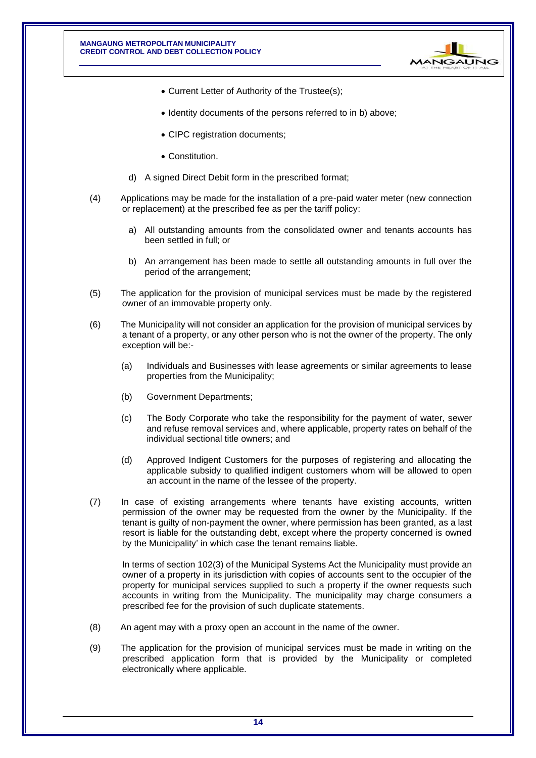- Current Letter of Authority of the Trustee(s);
- Identity documents of the persons referred to in b) above;
- CIPC registration documents;
- Constitution.

d) A signed Direct Debit form in the prescribed format;

(4) Applications may be made for the installation of a pre-paid water meter (new connection or replacement) at the prescribed fee as per the tariff policy:

a) All outstanding amounts from the consolidated owner and tenants accounts has been settled in full; or

b) An arrangement has been made to settle all outstanding amounts in full over the period of the arrangement;

(5) The application for the provision of municipal services must be made by the registered owner of an immovable property only.

(6) The Municipality will not consider an application for the provision of municipal services by a tenant of a property, or any other person who is not the owner of the property. The only exception will be:-

(a) Individuals and Businesses with lease agreements or similar agreements to lease properties from the Municipality;

(b) Government Departments;

(c) The Body Corporate who take the responsibility for the payment of water, sewer and refuse removal services and, where applicable, property rates on behalf of the individual sectional title owners; and

(d) Approved Indigent Customers for the purposes of registering and allocating the applicable subsidy to qualified indigent customers whom will be allowed to open an account in the name of the lessee of the property.

(7) In case of existing arrangements where tenants have existing accounts, written permission of the owner may be requested from the owner by the Municipality. If the tenant is guilty of non-payment the owner, where permission has been granted, as a last resort is liable for the outstanding debt, except where the property concerned is owned by the Municipality' in which case the tenant remains liable.

In terms of section 102(3) of the Municipal Systems Act the Municipality must provide an owner of a property in its jurisdiction with copies of accounts sent to the occupier of the property for municipal services supplied to such a property if the owner requests such accounts in writing from the Municipality. The municipality may charge consumers a prescribed fee for the provision of such duplicate statements.

(8) An agent may with a proxy open an account in the name of the owner.

(9) The application for the provision of municipal services must be made in writing on the prescribed application form that is provided by the Municipality or completed electronically where applicable.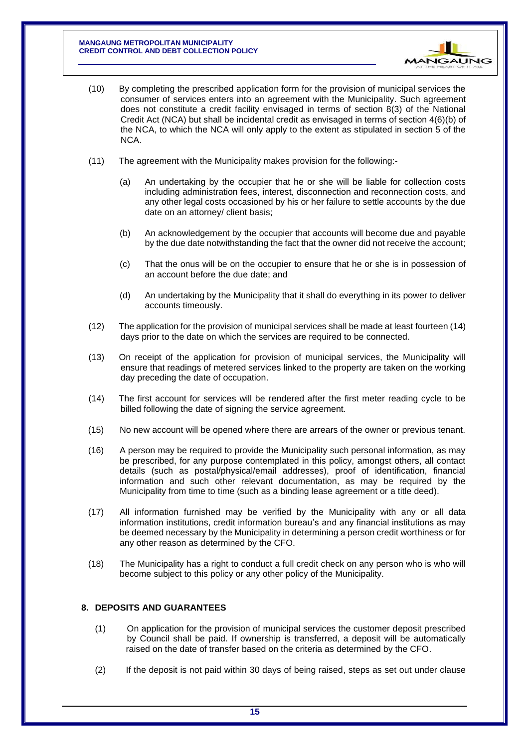(10) By completing the prescribed application form for the provision of municipal services the consumer of services enters into an agreement with the Municipality. Such agreement does not constitute a credit facility envisaged in terms of section 8(3) of the National Credit Act (NCA) but shall be incidental credit as envisaged in terms of section 4(6)(b) of the NCA, to which the NCA will only apply to the extent as stipulated in section 5 of the NCA.

(11) The agreement with the Municipality makes provision for the following:-

(a) An undertaking by the occupier that he or she will be liable for collection costs including administration fees, interest, disconnection and reconnection costs, and any other legal costs occasioned by his or her failure to settle accounts by the due date on an attorney/ client basis;

(b) An acknowledgement by the occupier that accounts will become due and payable by the due date notwithstanding the fact that the owner did not receive the account;

(c) That the onus will be on the occupier to ensure that he or she is in possession of an account before the due date; and

(d) An undertaking by the Municipality that it shall do everything in its power to deliver accounts timeously.

(12) The application for the provision of municipal services shall be made at least fourteen (14) days prior to the date on which the services are required to be connected.

(13) On receipt of the application for provision of municipal services, the Municipality will ensure that readings of metered services linked to the property are taken on the working day preceding the date of occupation.

(14) The first account for services will be rendered after the first meter reading cycle to be billed following the date of signing the service agreement.

(15) No new account will be opened where there are arrears of the owner or previous tenant.

(16) A person may be required to provide the Municipality such personal information, as may be prescribed, for any purpose contemplated in this policy, amongst others, all contact details (such as postal/physical/email addresses), proof of identification, financial information and such other relevant documentation, as may be required by the Municipality from time to time (such as a binding lease agreement or a title deed).

(17) All information furnished may be verified by the Municipality with any or all data information institutions, credit information bureau's and any financial institutions as may be deemed necessary by the Municipality in determining a person credit worthiness or for any other reason as determined by the CFO.

(18) The Municipality has a right to conduct a full credit check on any person who is who will become subject to this policy or any other policy of the Municipality.

## 8. DEPOSITS AND GUARANTEES

(1) On application for the provision of municipal services the customer deposit prescribed by Council shall be paid. If ownership is transferred, a deposit will be automatically raised on the date of transfer based on the criteria as determined by the CFO.

(2) If the deposit is not paid within 30 days of being raised, steps as set out under clause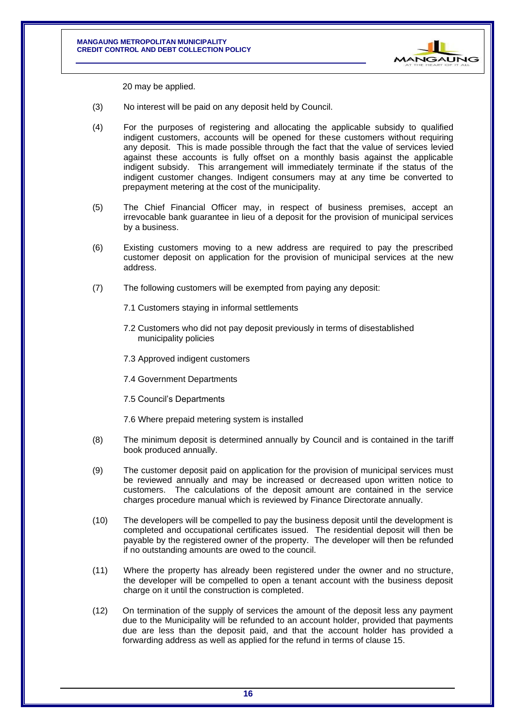20 may be applied.

(3) No interest will be paid on any deposit held by Council.

(4) For the purposes of registering and allocating the applicable subsidy to qualified indigent customers, accounts will be opened for these customers without requiring any deposit. This is made possible through the fact that the value of services levied against these accounts is fully offset on a monthly basis against the applicable indigent subsidy. This arrangement will immediately terminate if the status of the indigent customer changes. Indigent consumers may at any time be converted to prepayment metering at the cost of the municipality.

(5) The Chief Financial Officer may, in respect of business premises, accept an irrevocable bank guarantee in lieu of a deposit for the provision of municipal services by a business.

(6) Existing customers moving to a new address are required to pay the prescribed customer deposit on application for the provision of municipal services at the new address.

(7) The following customers will be exempted from paying any deposit:

7.1 Customers staying in informal settlements

7.2 Customers who did not pay deposit previously in terms of disestablished municipality policies

7.3 Approved indigent customers

7.4 Government Departments

7.5 Council's Departments

7.6 Where prepaid metering system is installed

(8) The minimum deposit is determined annually by Council and is contained in the tariff book produced annually.

(9) The customer deposit paid on application for the provision of municipal services must be reviewed annually and may be increased or decreased upon written notice to customers. The calculations of the deposit amount are contained in the service charges procedure manual which is reviewed by Finance Directorate annually.

(10) The developers will be compelled to pay the business deposit until the development is completed and occupational certificates issued. The residential deposit will then be payable by the registered owner of the property. The developer will then be refunded if no outstanding amounts are owed to the council.

(11) Where the property has already been registered under the owner and no structure, the developer will be compelled to open a tenant account with the business deposit charge on it until the construction is completed.

(12) On termination of the supply of services the amount of the deposit less any payment due to the Municipality will be refunded to an account holder, provided that payments due are less than the deposit paid, and that the account holder has provided a forwarding address as well as applied for the refund in terms of clause 15.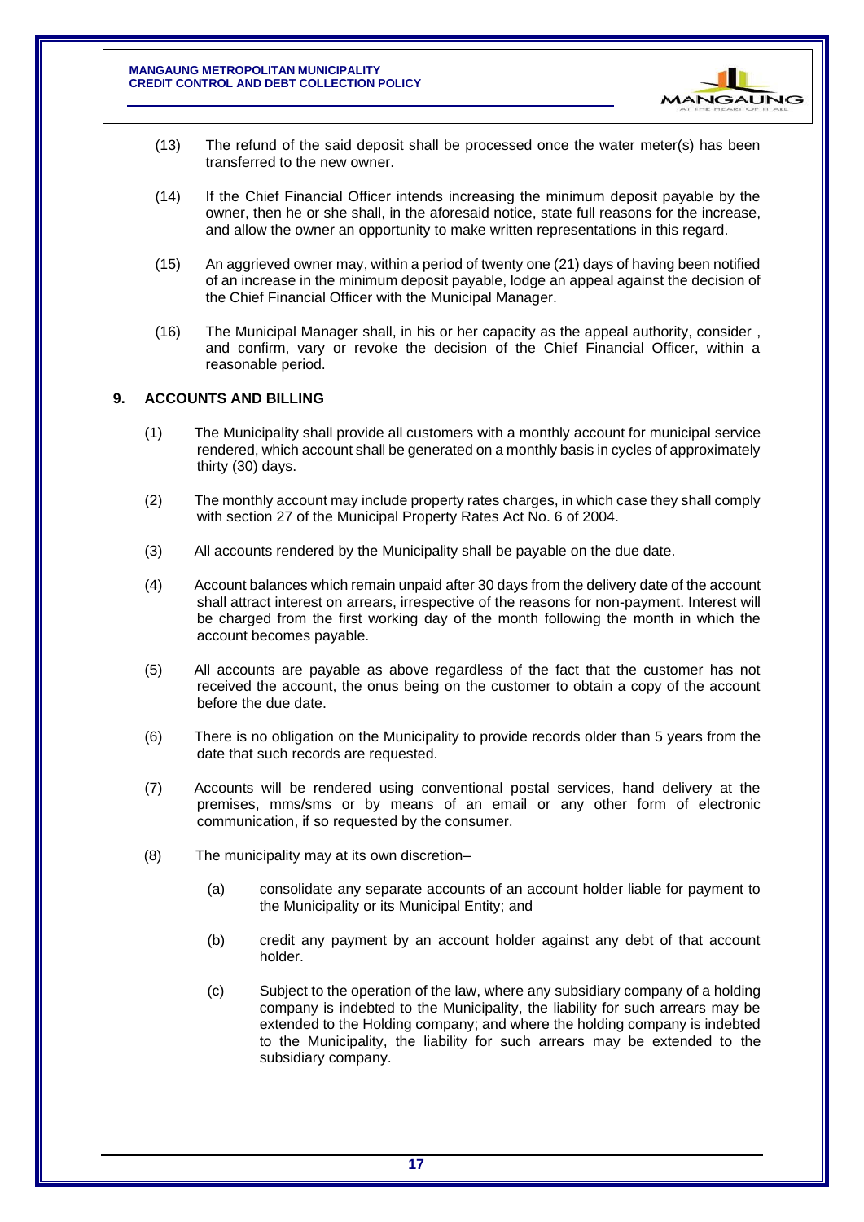(13) The refund of the said deposit shall be processed once the water meter(s) has been transferred to the new owner.

(14) If the Chief Financial Officer intends increasing the minimum deposit payable by the owner, then he or she shall, in the aforesaid notice, state full reasons for the increase, and allow the owner an opportunity to make written representations in this regard.

(15) An aggrieved owner may, within a period of twenty one (21) days of having been notified of an increase in the minimum deposit payable, lodge an appeal against the decision of the Chief Financial Officer with the Municipal Manager.

(16) The Municipal Manager shall, in his or her capacity as the appeal authority, consider , and confirm, vary or revoke the decision of the Chief Financial Officer, within a reasonable period.

## 9. ACCOUNTS AND BILLING

(1) The Municipality shall provide all customers with a monthly account for municipal service rendered, which account shall be generated on a monthly basis in cycles of approximately thirty (30) days.

(2) The monthly account may include property rates charges, in which case they shall comply with section 27 of the Municipal Property Rates Act No. 6 of 2004.

(3) All accounts rendered by the Municipality shall be payable on the due date.

(4) Account balances which remain unpaid after 30 days from the delivery date of the account shall attract interest on arrears, irrespective of the reasons for non-payment. Interest will be charged from the first working day of the month following the month in which the account becomes payable.

(5) All accounts are payable as above regardless of the fact that the customer has not received the account, the onus being on the customer to obtain a copy of the account before the due date.

(6) There is no obligation on the Municipality to provide records older than 5 years from the date that such records are requested.

(7) Accounts will be rendered using conventional postal services, hand delivery at the premises, mms/sms or by means of an email or any other form of electronic communication, if so requested by the consumer.

(8) The municipality may at its own discretion–

(a) consolidate any separate accounts of an account holder liable for payment to the Municipality or its Municipal Entity; and

(b) credit any payment by an account holder against any debt of that account holder.

(c) Subject to the operation of the law, where any subsidiary company of a holding company is indebted to the Municipality, the liability for such arrears may be extended to the Holding company; and where the holding company is indebted to the Municipality, the liability for such arrears may be extended to the subsidiary company.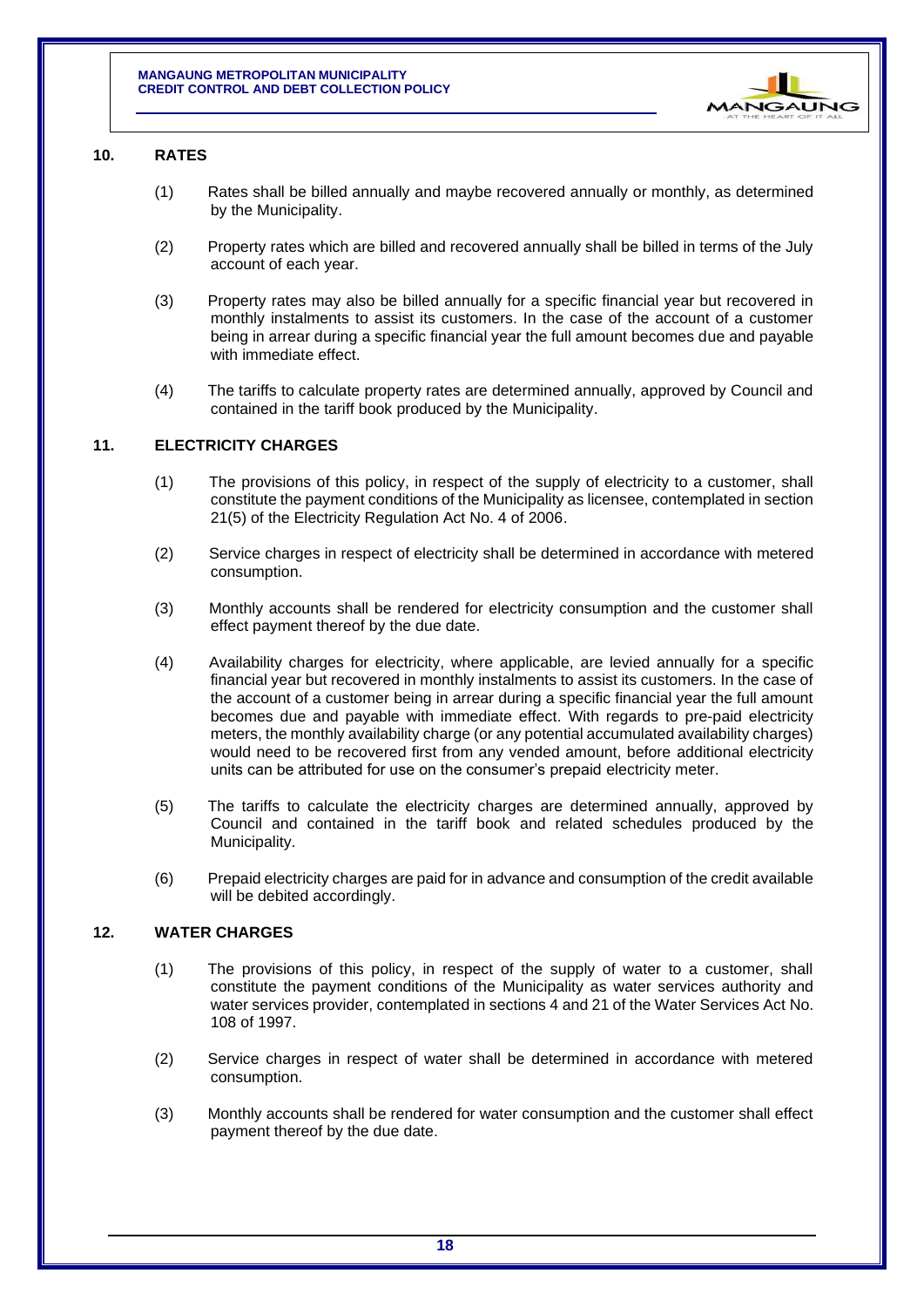## 10. RATES

(1) Rates shall be billed annually and maybe recovered annually or monthly, as determined by the Municipality.

(2) Property rates which are billed and recovered annually shall be billed in terms of the July account of each year.

(3) Property rates may also be billed annually for a specific financial year but recovered in monthly instalments to assist its customers. In the case of the account of a customer being in arrear during a specific financial year the full amount becomes due and payable with immediate effect.

(4) The tariffs to calculate property rates are determined annually, approved by Council and contained in the tariff book produced by the Municipality.

## 11. ELECTRICITY CHARGES

(1) The provisions of this policy, in respect of the supply of electricity to a customer, shall constitute the payment conditions of the Municipality as licensee, contemplated in section 21(5) of the Electricity Regulation Act No. 4 of 2006.

(2) Service charges in respect of electricity shall be determined in accordance with metered consumption.

(3) Monthly accounts shall be rendered for electricity consumption and the customer shall effect payment thereof by the due date.

(4) Availability charges for electricity, where applicable, are levied annually for a specific financial year but recovered in monthly instalments to assist its customers. In the case of the account of a customer being in arrear during a specific financial year the full amount becomes due and payable with immediate effect. With regards to pre-paid electricity meters, the monthly availability charge (or any potential accumulated availability charges) would need to be recovered first from any vended amount, before additional electricity units can be attributed for use on the consumer's prepaid electricity meter.

(5) The tariffs to calculate the electricity charges are determined annually, approved by Council and contained in the tariff book and related schedules produced by the Municipality.

(6) Prepaid electricity charges are paid for in advance and consumption of the credit available will be debited accordingly.

## 12. WATER CHARGES

(1) The provisions of this policy, in respect of the supply of water to a customer, shall constitute the payment conditions of the Municipality as water services authority and water services provider, contemplated in sections 4 and 21 of the Water Services Act No. 108 of 1997.

(2) Service charges in respect of water shall be determined in accordance with metered consumption.

(3) Monthly accounts shall be rendered for water consumption and the customer shall effect payment thereof by the due date.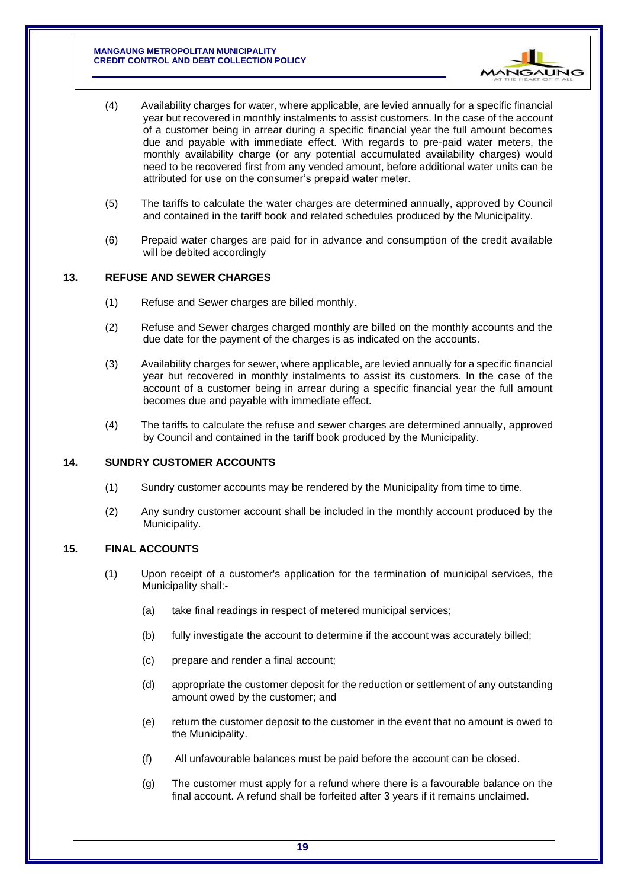(4) Availability charges for water, where applicable, are levied annually for a specific financial year but recovered in monthly instalments to assist customers. In the case of the account of a customer being in arrear during a specific financial year the full amount becomes due and payable with immediate effect. With regards to pre-paid water meters, the monthly availability charge (or any potential accumulated availability charges) would need to be recovered first from any vended amount, before additional water units can be attributed for use on the consumer's prepaid water meter.

(5) The tariffs to calculate the water charges are determined annually, approved by Council and contained in the tariff book and related schedules produced by the Municipality.

(6) Prepaid water charges are paid for in advance and consumption of the credit available will be debited accordingly

## 13. REFUSE AND SEWER CHARGES

(1) Refuse and Sewer charges are billed monthly.

(2) Refuse and Sewer charges charged monthly are billed on the monthly accounts and the due date for the payment of the charges is as indicated on the accounts.

(3) Availability charges for sewer, where applicable, are levied annually for a specific financial year but recovered in monthly instalments to assist its customers. In the case of the account of a customer being in arrear during a specific financial year the full amount becomes due and payable with immediate effect.

(4) The tariffs to calculate the refuse and sewer charges are determined annually, approved by Council and contained in the tariff book produced by the Municipality.

## 14. SUNDRY CUSTOMER ACCOUNTS

(1) Sundry customer accounts may be rendered by the Municipality from time to time.

(2) Any sundry customer account shall be included in the monthly account produced by the Municipality.

## 15. FINAL ACCOUNTS

(1) Upon receipt of a customer's application for the termination of municipal services, the Municipality shall:-

(a) take final readings in respect of metered municipal services;

(b) fully investigate the account to determine if the account was accurately billed;

(c) prepare and render a final account;

(d) appropriate the customer deposit for the reduction or settlement of any outstanding amount owed by the customer; and

(e) return the customer deposit to the customer in the event that no amount is owed to the Municipality.

(f) All unfavourable balances must be paid before the account can be closed.

(g) The customer must apply for a refund where there is a favourable balance on the final account. A refund shall be forfeited after 3 years if it remains unclaimed.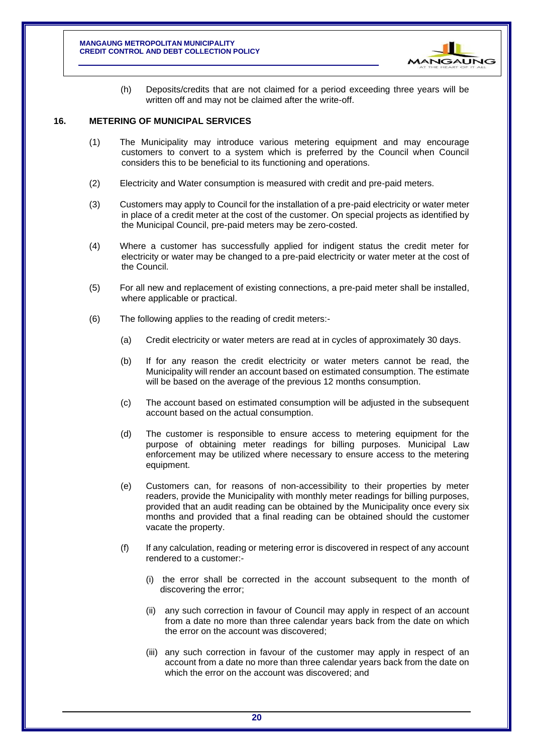(h) Deposits/credits that are not claimed for a period exceeding three years will be written off and may not be claimed after the write-off.

## 16. METERING OF MUNICIPAL SERVICES

(1) The Municipality may introduce various metering equipment and may encourage customers to convert to a system which is preferred by the Council when Council considers this to be beneficial to its functioning and operations.

(2) Electricity and Water consumption is measured with credit and pre-paid meters.

(3) Customers may apply to Council for the installation of a pre-paid electricity or water meter in place of a credit meter at the cost of the customer. On special projects as identified by the Municipal Council, pre-paid meters may be zero-costed.

(4) Where a customer has successfully applied for indigent status the credit meter for electricity or water may be changed to a pre-paid electricity or water meter at the cost of the Council.

(5) For all new and replacement of existing connections, a pre-paid meter shall be installed, where applicable or practical.

(6) The following applies to the reading of credit meters:-

(a) Credit electricity or water meters are read at in cycles of approximately 30 days.

(b) If for any reason the credit electricity or water meters cannot be read, the Municipality will render an account based on estimated consumption. The estimate will be based on the average of the previous 12 months consumption.

(c) The account based on estimated consumption will be adjusted in the subsequent account based on the actual consumption.

(d) The customer is responsible to ensure access to metering equipment for the purpose of obtaining meter readings for billing purposes. Municipal Law enforcement may be utilized where necessary to ensure access to the metering equipment.

(e) Customers can, for reasons of non-accessibility to their properties by meter readers, provide the Municipality with monthly meter readings for billing purposes, provided that an audit reading can be obtained by the Municipality once every six months and provided that a final reading can be obtained should the customer vacate the property.

(f) If any calculation, reading or metering error is discovered in respect of any account rendered to a customer:-

(i) the error shall be corrected in the account subsequent to the month of discovering the error;

(ii) any such correction in favour of Council may apply in respect of an account from a date no more than three calendar years back from the date on which the error on the account was discovered;

(iii) any such correction in favour of the customer may apply in respect of an account from a date no more than three calendar years back from the date on which the error on the account was discovered; and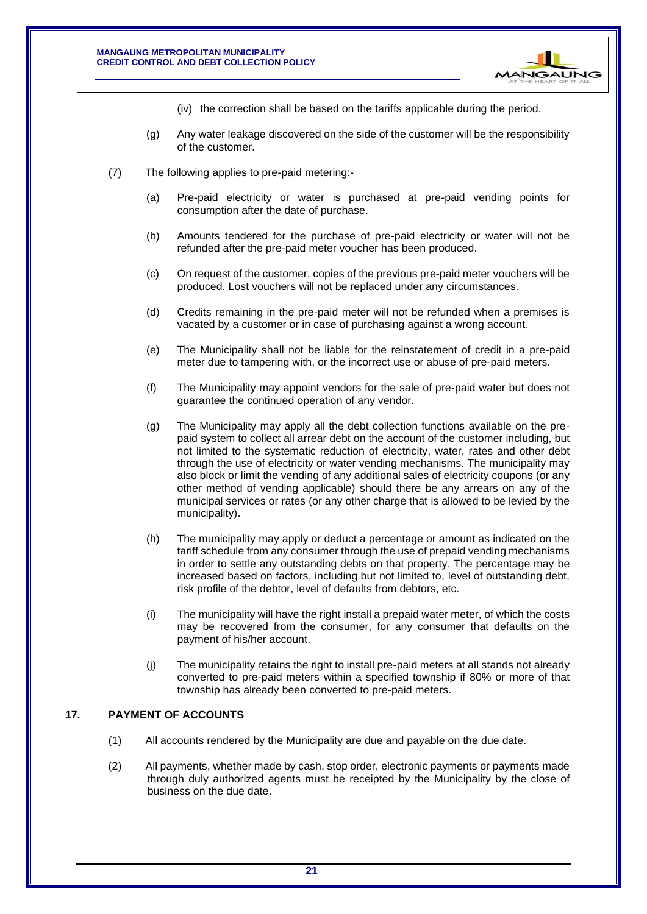(iv) the correction shall be based on the tariffs applicable during the period.

(g) Any water leakage discovered on the side of the customer will be the responsibility of the customer.

(7) The following applies to pre-paid metering:-

(a) Pre-paid electricity or water is purchased at pre-paid vending points for consumption after the date of purchase.

(b) Amounts tendered for the purchase of pre-paid electricity or water will not be refunded after the pre-paid meter voucher has been produced.

(c) On request of the customer, copies of the previous pre-paid meter vouchers will be produced. Lost vouchers will not be replaced under any circumstances.

(d) Credits remaining in the pre-paid meter will not be refunded when a premises is vacated by a customer or in case of purchasing against a wrong account.

(e) The Municipality shall not be liable for the reinstatement of credit in a pre-paid meter due to tampering with, or the incorrect use or abuse of pre-paid meters.

(f) The Municipality may appoint vendors for the sale of pre-paid water but does not guarantee the continued operation of any vendor.

(g) The Municipality may apply all the debt collection functions available on the pre-paid system to collect all arrear debt on the account of the customer including, but not limited to the systematic reduction of electricity, water, rates and other debt through the use of electricity or water vending mechanisms. The municipality may also block or limit the vending of any additional sales of electricity coupons (or any other method of vending applicable) should there be any arrears on any of the municipal services or rates (or any other charge that is allowed to be levied by the municipality).

(h) The municipality may apply or deduct a percentage or amount as indicated on the tariff schedule from any consumer through the use of prepaid vending mechanisms in order to settle any outstanding debts on that property. The percentage may be increased based on factors, including but not limited to, level of outstanding debt, risk profile of the debtor, level of defaults from debtors, etc.

(i) The municipality will have the right install a prepaid water meter, of which the costs may be recovered from the consumer, for any consumer that defaults on the payment of his/her account.

(j) The municipality retains the right to install pre-paid meters at all stands not already converted to pre-paid meters within a specified township if 80% or more of that township has already been converted to pre-paid meters.

## 17. PAYMENT OF ACCOUNTS

(1) All accounts rendered by the Municipality are due and payable on the due date.

(2) All payments, whether made by cash, stop order, electronic payments or payments made through duly authorized agents must be receipted by the Municipality by the close of business on the due date.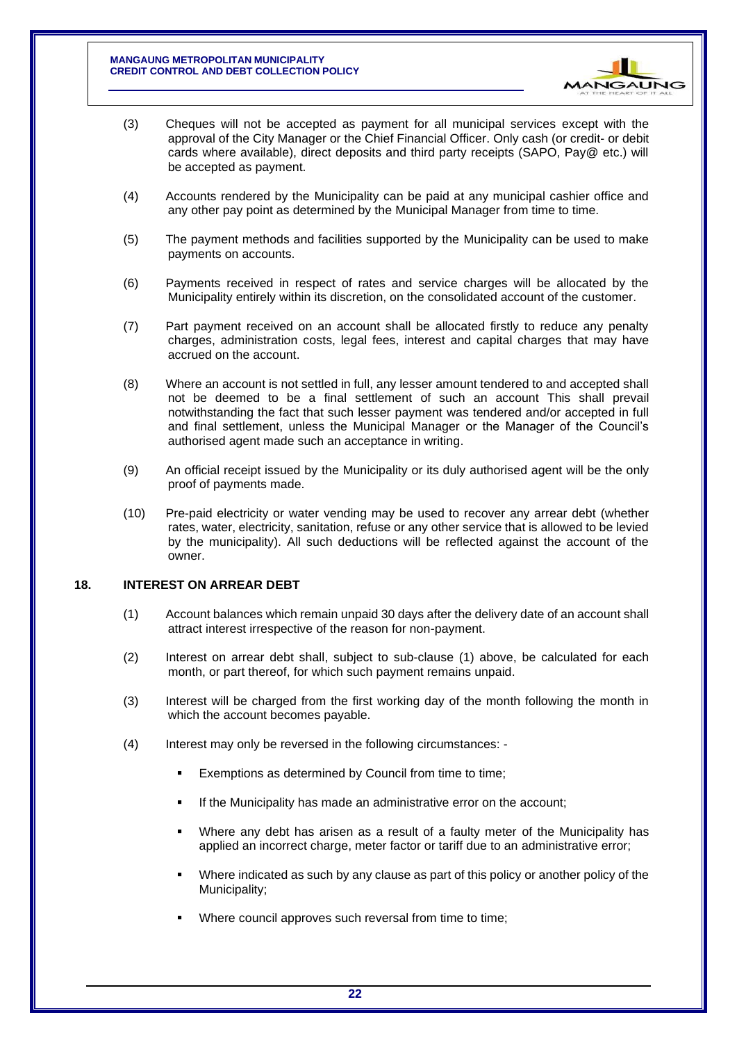(3) Cheques will not be accepted as payment for all municipal services except with the approval of the City Manager or the Chief Financial Officer. Only cash (or credit- or debit cards where available), direct deposits and third party receipts (SAPO, Pay@ etc.) will be accepted as payment.

(4) Accounts rendered by the Municipality can be paid at any municipal cashier office and any other pay point as determined by the Municipal Manager from time to time.

(5) The payment methods and facilities supported by the Municipality can be used to make payments on accounts.

(6) Payments received in respect of rates and service charges will be allocated by the Municipality entirely within its discretion, on the consolidated account of the customer.

(7) Part payment received on an account shall be allocated firstly to reduce any penalty charges, administration costs, legal fees, interest and capital charges that may have accrued on the account.

(8) Where an account is not settled in full, any lesser amount tendered to and accepted shall not be deemed to be a final settlement of such an account This shall prevail notwithstanding the fact that such lesser payment was tendered and/or accepted in full and final settlement, unless the Municipal Manager or the Manager of the Council's authorised agent made such an acceptance in writing.

(9) An official receipt issued by the Municipality or its duly authorised agent will be the only proof of payments made.

(10) Pre-paid electricity or water vending may be used to recover any arrear debt (whether rates, water, electricity, sanitation, refuse or any other service that is allowed to be levied by the municipality). All such deductions will be reflected against the account of the owner.

## 18. INTEREST ON ARREAR DEBT

(1) Account balances which remain unpaid 30 days after the delivery date of an account shall attract interest irrespective of the reason for non-payment.

(2) Interest on arrear debt shall, subject to sub-clause (1) above, be calculated for each month, or part thereof, for which such payment remains unpaid.

(3) Interest will be charged from the first working day of the month following the month in which the account becomes payable.

(4) Interest may only be reversed in the following circumstances: -

- Exemptions as determined by Council from time to time;
- If the Municipality has made an administrative error on the account;
- Where any debt has arisen as a result of a faulty meter of the Municipality has applied an incorrect charge, meter factor or tariff due to an administrative error;
- Where indicated as such by any clause as part of this policy or another policy of the Municipality;
- Where council approves such reversal from time to time;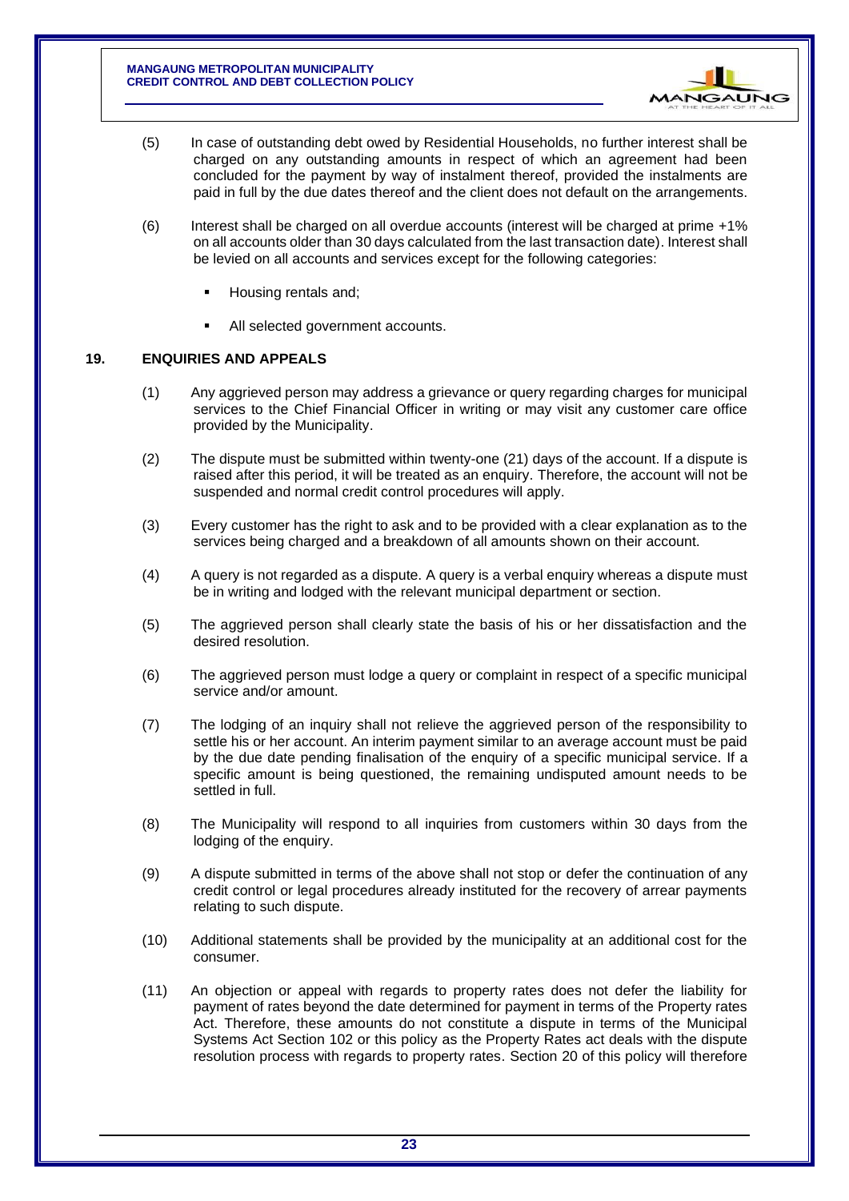(5) In case of outstanding debt owed by Residential Households, no further interest shall be charged on any outstanding amounts in respect of which an agreement had been concluded for the payment by way of instalment thereof, provided the instalments are paid in full by the due dates thereof and the client does not default on the arrangements.

(6) Interest shall be charged on all overdue accounts (interest will be charged at prime +1% on all accounts older than 30 days calculated from the last transaction date). Interest shall be levied on all accounts and services except for the following categories:

- Housing rentals and;
- All selected government accounts.

## 19. ENQUIRIES AND APPEALS

(1) Any aggrieved person may address a grievance or query regarding charges for municipal services to the Chief Financial Officer in writing or may visit any customer care office provided by the Municipality.

(2) The dispute must be submitted within twenty-one (21) days of the account. If a dispute is raised after this period, it will be treated as an enquiry. Therefore, the account will not be suspended and normal credit control procedures will apply.

(3) Every customer has the right to ask and to be provided with a clear explanation as to the services being charged and a breakdown of all amounts shown on their account.

(4) A query is not regarded as a dispute. A query is a verbal enquiry whereas a dispute must be in writing and lodged with the relevant municipal department or section.

(5) The aggrieved person shall clearly state the basis of his or her dissatisfaction and the desired resolution.

(6) The aggrieved person must lodge a query or complaint in respect of a specific municipal service and/or amount.

(7) The lodging of an inquiry shall not relieve the aggrieved person of the responsibility to settle his or her account. An interim payment similar to an average account must be paid by the due date pending finalisation of the enquiry of a specific municipal service. If a specific amount is being questioned, the remaining undisputed amount needs to be settled in full.

(8) The Municipality will respond to all inquiries from customers within 30 days from the lodging of the enquiry.

(9) A dispute submitted in terms of the above shall not stop or defer the continuation of any credit control or legal procedures already instituted for the recovery of arrear payments relating to such dispute.

(10) Additional statements shall be provided by the municipality at an additional cost for the consumer.

(11) An objection or appeal with regards to property rates does not defer the liability for payment of rates beyond the date determined for payment in terms of the Property rates Act. Therefore, these amounts do not constitute a dispute in terms of the Municipal Systems Act Section 102 or this policy as the Property Rates act deals with the dispute resolution process with regards to property rates. Section 20 of this policy will therefore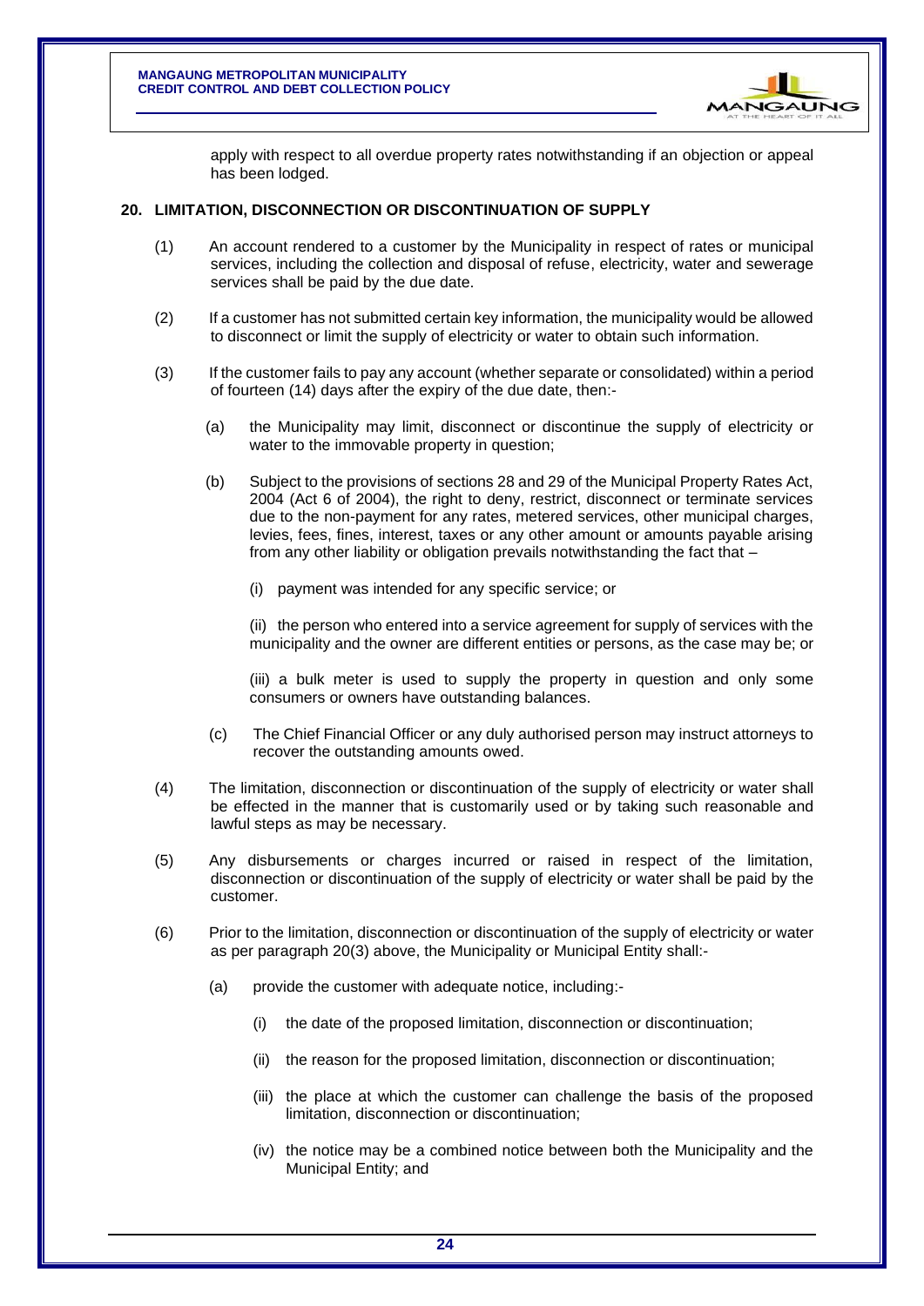apply with respect to all overdue property rates notwithstanding if an objection or appeal has been lodged.

## 20. LIMITATION, DISCONNECTION OR DISCONTINUATION OF SUPPLY

(1) An account rendered to a customer by the Municipality in respect of rates or municipal services, including the collection and disposal of refuse, electricity, water and sewerage services shall be paid by the due date.

(2) If a customer has not submitted certain key information, the municipality would be allowed to disconnect or limit the supply of electricity or water to obtain such information.

(3) If the customer fails to pay any account (whether separate or consolidated) within a period of fourteen (14) days after the expiry of the due date, then:-

(a) the Municipality may limit, disconnect or discontinue the supply of electricity or water to the immovable property in question;

(b) Subject to the provisions of sections 28 and 29 of the Municipal Property Rates Act, 2004 (Act 6 of 2004), the right to deny, restrict, disconnect or terminate services due to the non-payment for any rates, metered services, other municipal charges, levies, fees, fines, interest, taxes or any other amount or amounts payable arising from any other liability or obligation prevails notwithstanding the fact that –

(i) payment was intended for any specific service; or

(ii) the person who entered into a service agreement for supply of services with the municipality and the owner are different entities or persons, as the case may be; or

(iii) a bulk meter is used to supply the property in question and only some consumers or owners have outstanding balances.

(c) The Chief Financial Officer or any duly authorised person may instruct attorneys to recover the outstanding amounts owed.

(4) The limitation, disconnection or discontinuation of the supply of electricity or water shall be effected in the manner that is customarily used or by taking such reasonable and lawful steps as may be necessary.

(5) Any disbursements or charges incurred or raised in respect of the limitation, disconnection or discontinuation of the supply of electricity or water shall be paid by the customer.

(6) Prior to the limitation, disconnection or discontinuation of the supply of electricity or water as per paragraph 20(3) above, the Municipality or Municipal Entity shall:-

(a) provide the customer with adequate notice, including:-

(i) the date of the proposed limitation, disconnection or discontinuation;

(ii) the reason for the proposed limitation, disconnection or discontinuation;

(iii) the place at which the customer can challenge the basis of the proposed limitation, disconnection or discontinuation;

(iv) the notice may be a combined notice between both the Municipality and the Municipal Entity; and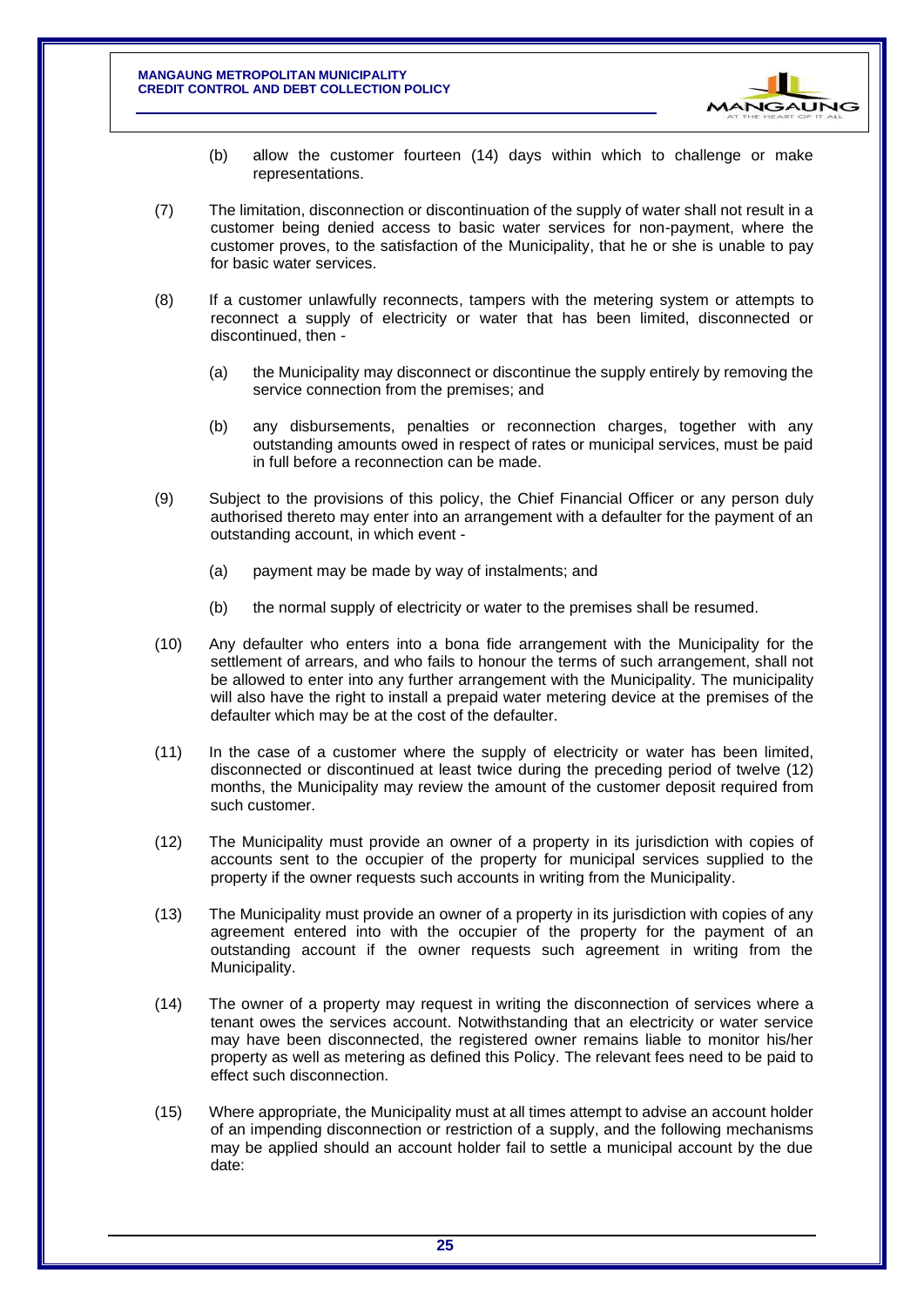(b) allow the customer fourteen (14) days within which to challenge or make representations.

(7) The limitation, disconnection or discontinuation of the supply of water shall not result in a customer being denied access to basic water services for non-payment, where the customer proves, to the satisfaction of the Municipality, that he or she is unable to pay for basic water services.

(8) If a customer unlawfully reconnects, tampers with the metering system or attempts to reconnect a supply of electricity or water that has been limited, disconnected or discontinued, then -

(a) the Municipality may disconnect or discontinue the supply entirely by removing the service connection from the premises; and

(b) any disbursements, penalties or reconnection charges, together with any outstanding amounts owed in respect of rates or municipal services, must be paid in full before a reconnection can be made.

(9) Subject to the provisions of this policy, the Chief Financial Officer or any person duly authorised thereto may enter into an arrangement with a defaulter for the payment of an outstanding account, in which event -

(a) payment may be made by way of instalments; and

(b) the normal supply of electricity or water to the premises shall be resumed.

(10) Any defaulter who enters into a bona fide arrangement with the Municipality for the settlement of arrears, and who fails to honour the terms of such arrangement, shall not be allowed to enter into any further arrangement with the Municipality. The municipality will also have the right to install a prepaid water metering device at the premises of the defaulter which may be at the cost of the defaulter.

(11) In the case of a customer where the supply of electricity or water has been limited, disconnected or discontinued at least twice during the preceding period of twelve (12) months, the Municipality may review the amount of the customer deposit required from such customer.

(12) The Municipality must provide an owner of a property in its jurisdiction with copies of accounts sent to the occupier of the property for municipal services supplied to the property if the owner requests such accounts in writing from the Municipality.

(13) The Municipality must provide an owner of a property in its jurisdiction with copies of any agreement entered into with the occupier of the property for the payment of an outstanding account if the owner requests such agreement in writing from the Municipality.

(14) The owner of a property may request in writing the disconnection of services where a tenant owes the services account. Notwithstanding that an electricity or water service may have been disconnected, the registered owner remains liable to monitor his/her property as well as metering as defined this Policy. The relevant fees need to be paid to effect such disconnection.

(15) Where appropriate, the Municipality must at all times attempt to advise an account holder of an impending disconnection or restriction of a supply, and the following mechanisms may be applied should an account holder fail to settle a municipal account by the due date: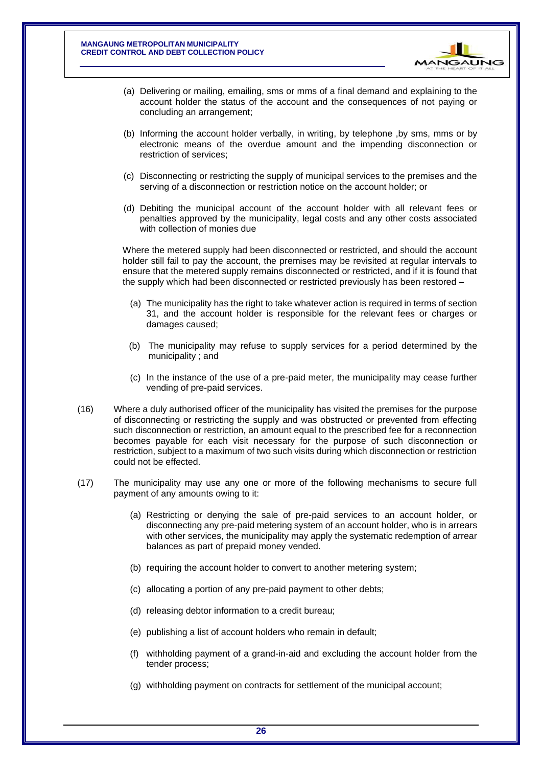(a) Delivering or mailing, emailing, sms or mms of a final demand and explaining to the account holder the status of the account and the consequences of not paying or concluding an arrangement;

(b) Informing the account holder verbally, in writing, by telephone ,by sms, mms or by electronic means of the overdue amount and the impending disconnection or restriction of services;

(c) Disconnecting or restricting the supply of municipal services to the premises and the serving of a disconnection or restriction notice on the account holder; or

(d) Debiting the municipal account of the account holder with all relevant fees or penalties approved by the municipality, legal costs and any other costs associated with collection of monies due

Where the metered supply had been disconnected or restricted, and should the account holder still fail to pay the account, the premises may be revisited at regular intervals to ensure that the metered supply remains disconnected or restricted, and if it is found that the supply which had been disconnected or restricted previously has been restored –

(a) The municipality has the right to take whatever action is required in terms of section 31, and the account holder is responsible for the relevant fees or charges or damages caused;

(b) The municipality may refuse to supply services for a period determined by the municipality ; and

(c) In the instance of the use of a pre-paid meter, the municipality may cease further vending of pre-paid services.

(16) Where a duly authorised officer of the municipality has visited the premises for the purpose of disconnecting or restricting the supply and was obstructed or prevented from effecting such disconnection or restriction, an amount equal to the prescribed fee for a reconnection becomes payable for each visit necessary for the purpose of such disconnection or restriction, subject to a maximum of two such visits during which disconnection or restriction could not be effected.

(17) The municipality may use any one or more of the following mechanisms to secure full payment of any amounts owing to it:

(a) Restricting or denying the sale of pre-paid services to an account holder, or disconnecting any pre-paid metering system of an account holder, who is in arrears with other services, the municipality may apply the systematic redemption of arrear balances as part of prepaid money vended.

(b) requiring the account holder to convert to another metering system;

(c) allocating a portion of any pre-paid payment to other debts;

(d) releasing debtor information to a credit bureau;

(e) publishing a list of account holders who remain in default;

(f) withholding payment of a grand-in-aid and excluding the account holder from the tender process;

(g) withholding payment on contracts for settlement of the municipal account;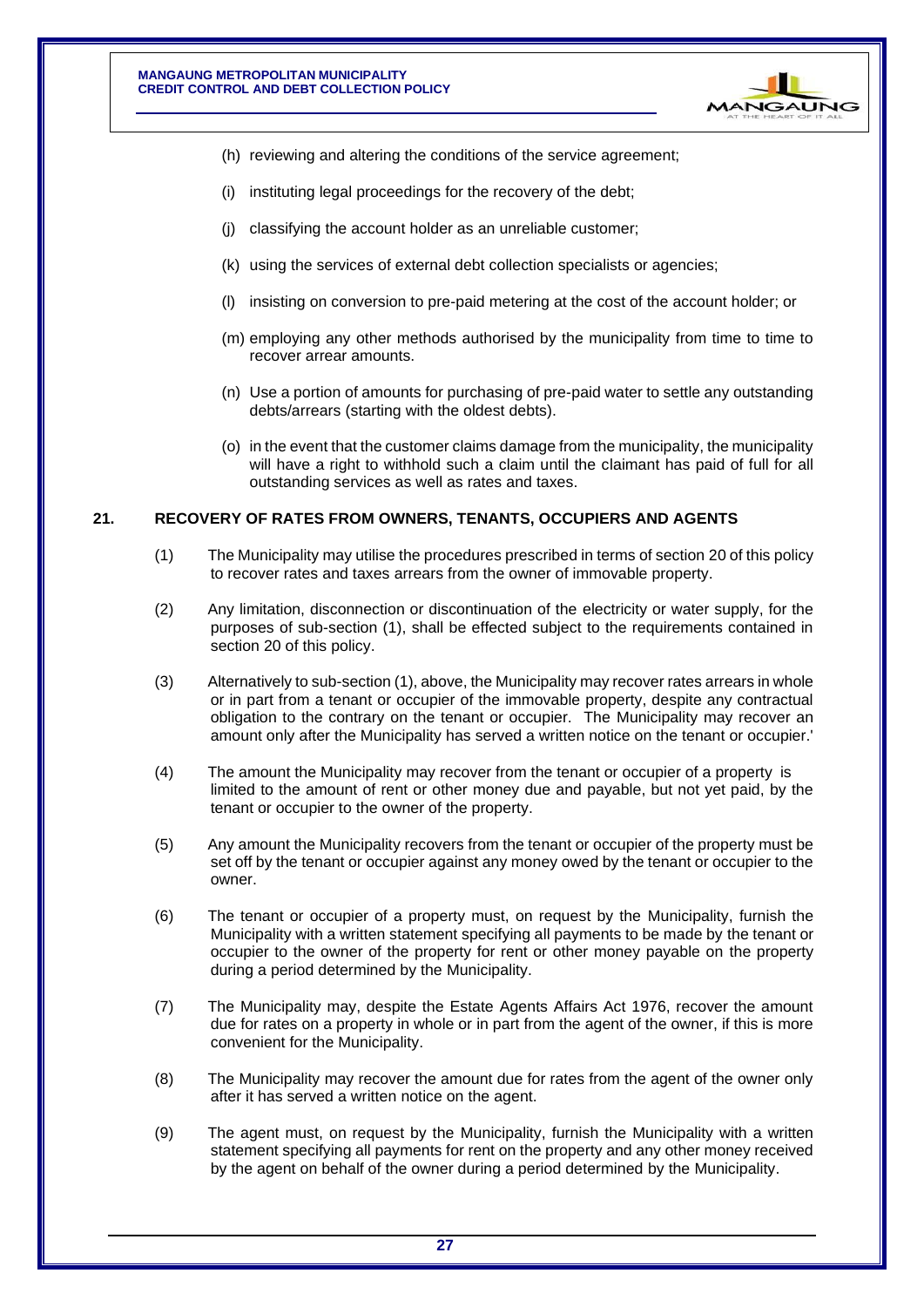(h) reviewing and altering the conditions of the service agreement;

(i) instituting legal proceedings for the recovery of the debt;

(j) classifying the account holder as an unreliable customer;

(k) using the services of external debt collection specialists or agencies;

(l) insisting on conversion to pre-paid metering at the cost of the account holder; or

(m) employing any other methods authorised by the municipality from time to time to recover arrear amounts.

(n) Use a portion of amounts for purchasing of pre-paid water to settle any outstanding debts/arrears (starting with the oldest debts).

(o) in the event that the customer claims damage from the municipality, the municipality will have a right to withhold such a claim until the claimant has paid of full for all outstanding services as well as rates and taxes.

## 21. RECOVERY OF RATES FROM OWNERS, TENANTS, OCCUPIERS AND AGENTS

(1) The Municipality may utilise the procedures prescribed in terms of section 20 of this policy to recover rates and taxes arrears from the owner of immovable property.

(2) Any limitation, disconnection or discontinuation of the electricity or water supply, for the purposes of sub-section (1), shall be effected subject to the requirements contained in section 20 of this policy.

(3) Alternatively to sub-section (1), above, the Municipality may recover rates arrears in whole or in part from a tenant or occupier of the immovable property, despite any contractual obligation to the contrary on the tenant or occupier. The Municipality may recover an amount only after the Municipality has served a written notice on the tenant or occupier.'

(4) The amount the Municipality may recover from the tenant or occupier of a property is limited to the amount of rent or other money due and payable, but not yet paid, by the tenant or occupier to the owner of the property.

(5) Any amount the Municipality recovers from the tenant or occupier of the property must be set off by the tenant or occupier against any money owed by the tenant or occupier to the owner.

(6) The tenant or occupier of a property must, on request by the Municipality, furnish the Municipality with a written statement specifying all payments to be made by the tenant or occupier to the owner of the property for rent or other money payable on the property during a period determined by the Municipality.

(7) The Municipality may, despite the Estate Agents Affairs Act 1976, recover the amount due for rates on a property in whole or in part from the agent of the owner, if this is more convenient for the Municipality.

(8) The Municipality may recover the amount due for rates from the agent of the owner only after it has served a written notice on the agent.

(9) The agent must, on request by the Municipality, furnish the Municipality with a written statement specifying all payments for rent on the property and any other money received by the agent on behalf of the owner during a period determined by the Municipality.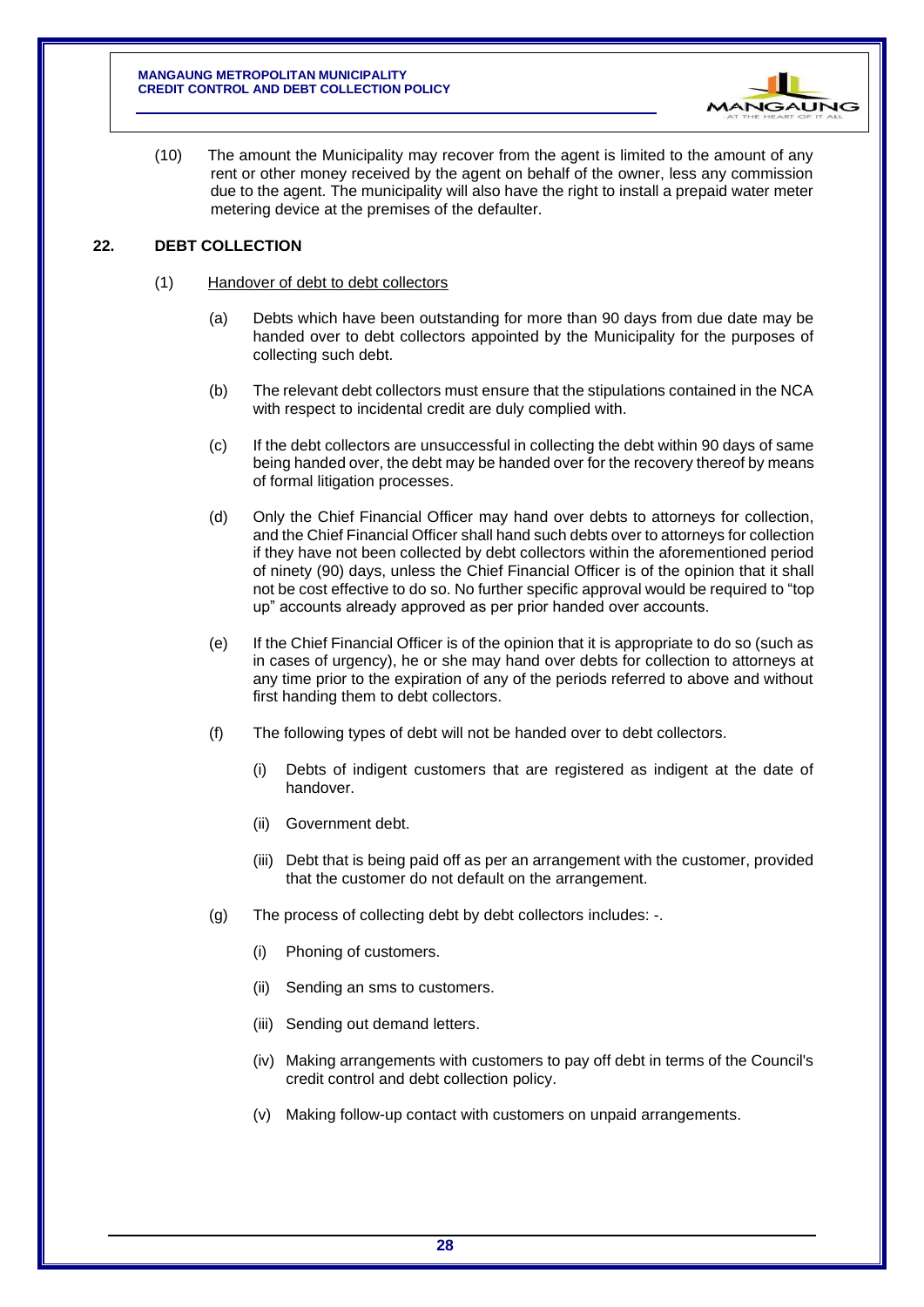(10) The amount the Municipality may recover from the agent is limited to the amount of any rent or other money received by the agent on behalf of the owner, less any commission due to the agent. The municipality will also have the right to install a prepaid water meter metering device at the premises of the defaulter.

## 22. DEBT COLLECTION

(1) Handover of debt to debt collectors

(a) Debts which have been outstanding for more than 90 days from due date may be handed over to debt collectors appointed by the Municipality for the purposes of collecting such debt.

(b) The relevant debt collectors must ensure that the stipulations contained in the NCA with respect to incidental credit are duly complied with.

(c) If the debt collectors are unsuccessful in collecting the debt within 90 days of same being handed over, the debt may be handed over for the recovery thereof by means of formal litigation processes.

(d) Only the Chief Financial Officer may hand over debts to attorneys for collection, and the Chief Financial Officer shall hand such debts over to attorneys for collection if they have not been collected by debt collectors within the aforementioned period of ninety (90) days, unless the Chief Financial Officer is of the opinion that it shall not be cost effective to do so. No further specific approval would be required to "top up" accounts already approved as per prior handed over accounts.

(e) If the Chief Financial Officer is of the opinion that it is appropriate to do so (such as in cases of urgency), he or she may hand over debts for collection to attorneys at any time prior to the expiration of any of the periods referred to above and without first handing them to debt collectors.

(f) The following types of debt will not be handed over to debt collectors.

(i) Debts of indigent customers that are registered as indigent at the date of handover.

(ii) Government debt.

(iii) Debt that is being paid off as per an arrangement with the customer, provided that the customer do not default on the arrangement.

(g) The process of collecting debt by debt collectors includes: -.

(i) Phoning of customers.

(ii) Sending an sms to customers.

(iii) Sending out demand letters.

(iv) Making arrangements with customers to pay off debt in terms of the Council's credit control and debt collection policy.

(v) Making follow-up contact with customers on unpaid arrangements.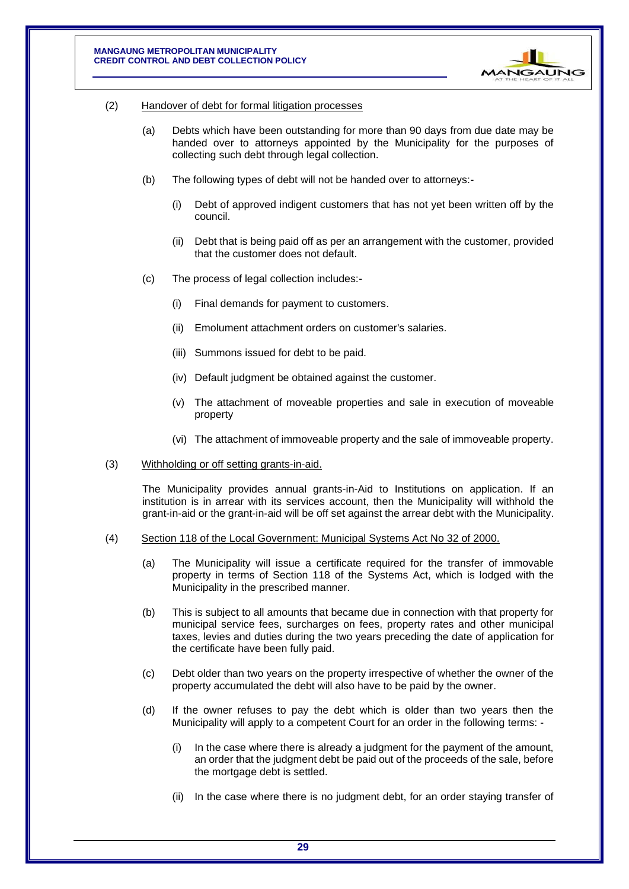(2) Handover of debt for formal litigation processes

(a) Debts which have been outstanding for more than 90 days from due date may be handed over to attorneys appointed by the Municipality for the purposes of collecting such debt through legal collection.

(b) The following types of debt will not be handed over to attorneys:-

(i) Debt of approved indigent customers that has not yet been written off by the council.

(ii) Debt that is being paid off as per an arrangement with the customer, provided that the customer does not default.

(c) The process of legal collection includes:-

(i) Final demands for payment to customers.

(ii) Emolument attachment orders on customer's salaries.

(iii) Summons issued for debt to be paid.

(iv) Default judgment be obtained against the customer.

(v) The attachment of moveable properties and sale in execution of moveable property

(vi) The attachment of immoveable property and the sale of immoveable property.

(3) Withholding or off setting grants-in-aid.

The Municipality provides annual grants-in-Aid to Institutions on application. If an institution is in arrear with its services account, then the Municipality will withhold the grant-in-aid or the grant-in-aid will be off set against the arrear debt with the Municipality.

(4) Section 118 of the Local Government: Municipal Systems Act No 32 of 2000.

(a) The Municipality will issue a certificate required for the transfer of immovable property in terms of Section 118 of the Systems Act, which is lodged with the Municipality in the prescribed manner.

(b) This is subject to all amounts that became due in connection with that property for municipal service fees, surcharges on fees, property rates and other municipal taxes, levies and duties during the two years preceding the date of application for the certificate have been fully paid.

(c) Debt older than two years on the property irrespective of whether the owner of the property accumulated the debt will also have to be paid by the owner.

(d) If the owner refuses to pay the debt which is older than two years then the Municipality will apply to a competent Court for an order in the following terms: -

(i) In the case where there is already a judgment for the payment of the amount, an order that the judgment debt be paid out of the proceeds of the sale, before the mortgage debt is settled.

(ii) In the case where there is no judgment debt, for an order staying transfer of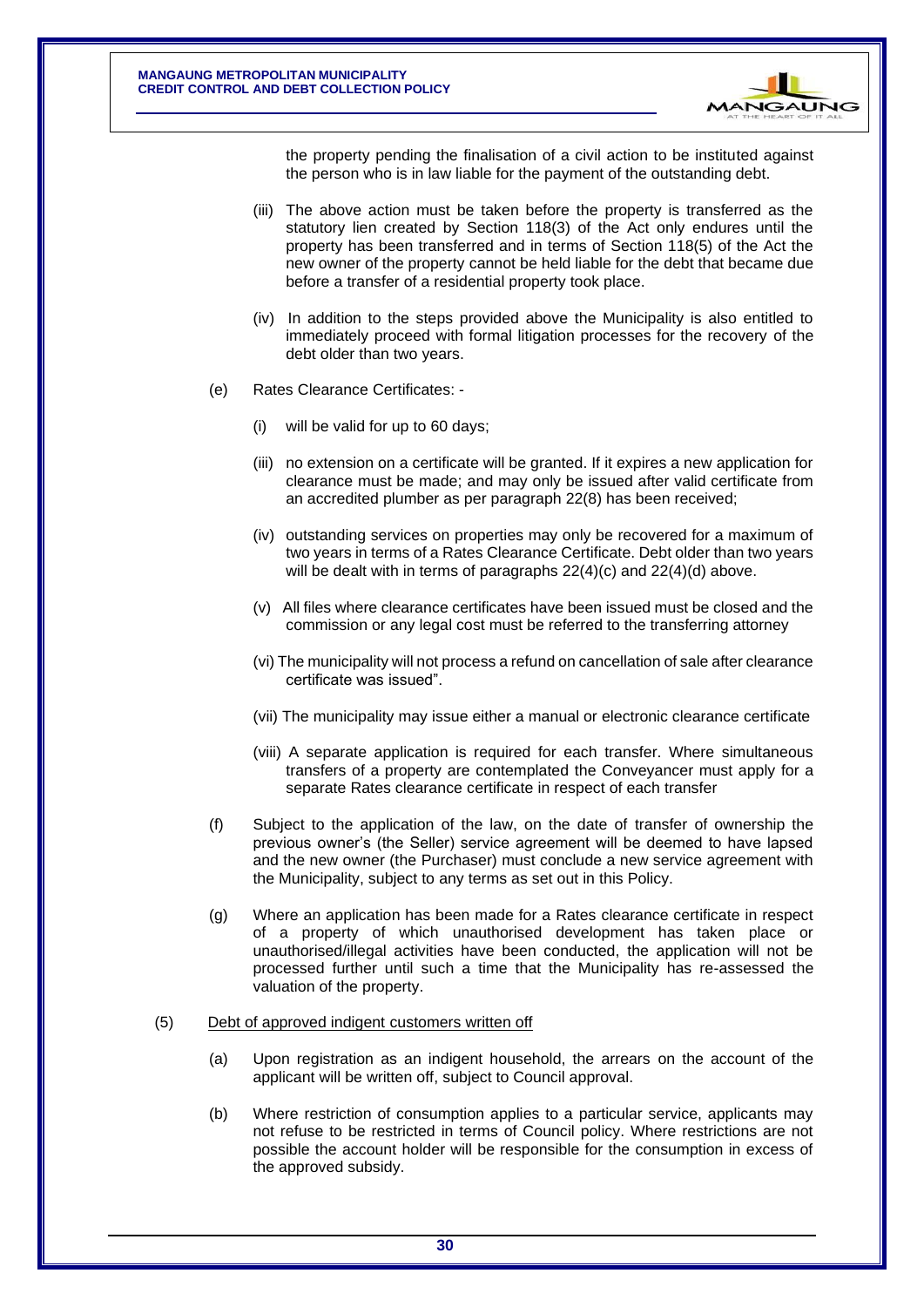the property pending the finalisation of a civil action to be instituted against the person who is in law liable for the payment of the outstanding debt.

(iii) The above action must be taken before the property is transferred as the statutory lien created by Section 118(3) of the Act only endures until the property has been transferred and in terms of Section 118(5) of the Act the new owner of the property cannot be held liable for the debt that became due before a transfer of a residential property took place.

(iv) In addition to the steps provided above the Municipality is also entitled to immediately proceed with formal litigation processes for the recovery of the debt older than two years.

(e) Rates Clearance Certificates: -

(i) will be valid for up to 60 days;

(iii) no extension on a certificate will be granted. If it expires a new application for clearance must be made; and may only be issued after valid certificate from an accredited plumber as per paragraph 22(8) has been received;

(iv) outstanding services on properties may only be recovered for a maximum of two years in terms of a Rates Clearance Certificate. Debt older than two years will be dealt with in terms of paragraphs 22(4)(c) and 22(4)(d) above.

(v) All files where clearance certificates have been issued must be closed and the commission or any legal cost must be referred to the transferring attorney

(vi) The municipality will not process a refund on cancellation of sale after clearance certificate was issued".

(vii) The municipality may issue either a manual or electronic clearance certificate

(viii) A separate application is required for each transfer. Where simultaneous transfers of a property are contemplated the Conveyancer must apply for a separate Rates clearance certificate in respect of each transfer

(f) Subject to the application of the law, on the date of transfer of ownership the previous owner's (the Seller) service agreement will be deemed to have lapsed and the new owner (the Purchaser) must conclude a new service agreement with the Municipality, subject to any terms as set out in this Policy.

(g) Where an application has been made for a Rates clearance certificate in respect of a property of which unauthorised development has taken place or unauthorised/illegal activities have been conducted, the application will not be processed further until such a time that the Municipality has re-assessed the valuation of the property.

(5) Debt of approved indigent customers written off

(a) Upon registration as an indigent household, the arrears on the account of the applicant will be written off, subject to Council approval.

(b) Where restriction of consumption applies to a particular service, applicants may not refuse to be restricted in terms of Council policy. Where restrictions are not possible the account holder will be responsible for the consumption in excess of the approved subsidy.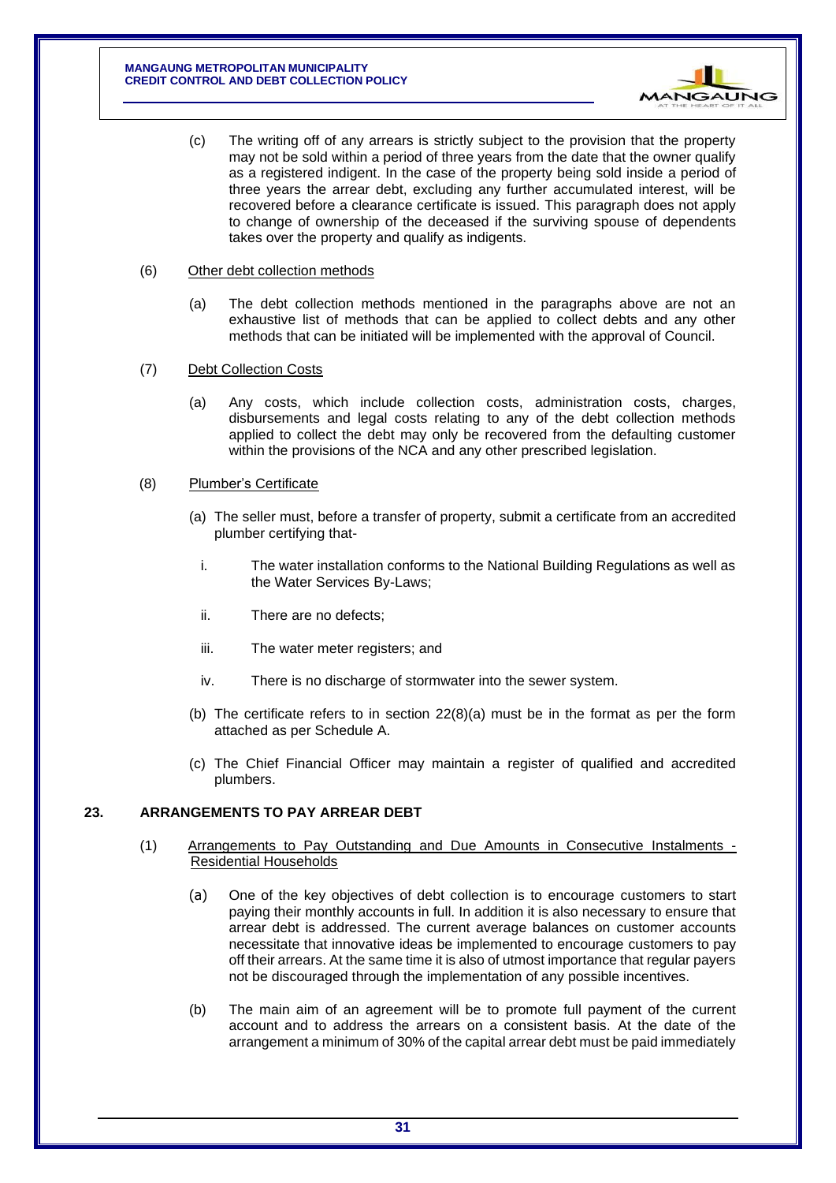(c) The writing off of any arrears is strictly subject to the provision that the property may not be sold within a period of three years from the date that the owner qualify as a registered indigent. In the case of the property being sold inside a period of three years the arrear debt, excluding any further accumulated interest, will be recovered before a clearance certificate is issued. This paragraph does not apply to change of ownership of the deceased if the surviving spouse of dependents takes over the property and qualify as indigents.

(6) Other debt collection methods

(a) The debt collection methods mentioned in the paragraphs above are not an exhaustive list of methods that can be applied to collect debts and any other methods that can be initiated will be implemented with the approval of Council.

(7) Debt Collection Costs

(a) Any costs, which include collection costs, administration costs, charges, disbursements and legal costs relating to any of the debt collection methods applied to collect the debt may only be recovered from the defaulting customer within the provisions of the NCA and any other prescribed legislation.

(8) Plumber's Certificate

(a) The seller must, before a transfer of property, submit a certificate from an accredited plumber certifying that-

i. The water installation conforms to the National Building Regulations as well as the Water Services By-Laws;

ii. There are no defects;

iii. The water meter registers; and

iv. There is no discharge of stormwater into the sewer system.

(b) The certificate refers to in section 22(8)(a) must be in the format as per the form attached as per Schedule A.

(c) The Chief Financial Officer may maintain a register of qualified and accredited plumbers.

## 23. ARRANGEMENTS TO PAY ARREAR DEBT

(1) Arrangements to Pay Outstanding and Due Amounts in Consecutive Instalments - Residential Households

(a) One of the key objectives of debt collection is to encourage customers to start paying their monthly accounts in full. In addition it is also necessary to ensure that arrear debt is addressed. The current average balances on customer accounts necessitate that innovative ideas be implemented to encourage customers to pay off their arrears. At the same time it is also of utmost importance that regular payers not be discouraged through the implementation of any possible incentives.

(b) The main aim of an agreement will be to promote full payment of the current account and to address the arrears on a consistent basis. At the date of the arrangement a minimum of 30% of the capital arrear debt must be paid immediately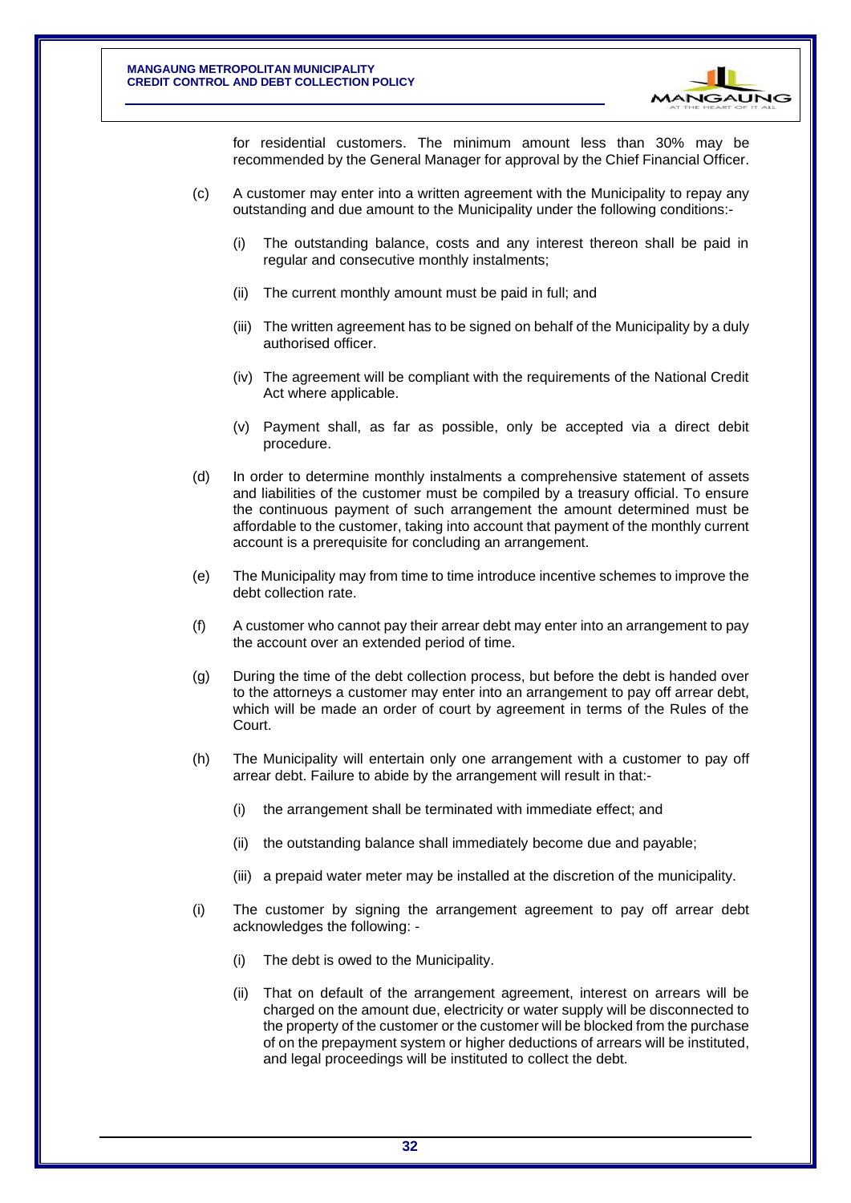for residential customers. The minimum amount less than 30% may be recommended by the General Manager for approval by the Chief Financial Officer.

(c) A customer may enter into a written agreement with the Municipality to repay any outstanding and due amount to the Municipality under the following conditions:-

  (i) The outstanding balance, costs and any interest thereon shall be paid in regular and consecutive monthly instalments;

  (ii) The current monthly amount must be paid in full; and

  (iii) The written agreement has to be signed on behalf of the Municipality by a duly authorised officer.

  (iv) The agreement will be compliant with the requirements of the National Credit Act where applicable.

  (v) Payment shall, as far as possible, only be accepted via a direct debit procedure.

(d) In order to determine monthly instalments a comprehensive statement of assets and liabilities of the customer must be compiled by a treasury official. To ensure the continuous payment of such arrangement the amount determined must be affordable to the customer, taking into account that payment of the monthly current account is a prerequisite for concluding an arrangement.

(e) The Municipality may from time to time introduce incentive schemes to improve the debt collection rate.

(f) A customer who cannot pay their arrear debt may enter into an arrangement to pay the account over an extended period of time.

(g) During the time of the debt collection process, but before the debt is handed over to the attorneys a customer may enter into an arrangement to pay off arrear debt, which will be made an order of court by agreement in terms of the Rules of the Court.

(h) The Municipality will entertain only one arrangement with a customer to pay off arrear debt. Failure to abide by the arrangement will result in that:-

  (i) the arrangement shall be terminated with immediate effect; and

  (ii) the outstanding balance shall immediately become due and payable;

  (iii) a prepaid water meter may be installed at the discretion of the municipality.

(i) The customer by signing the arrangement agreement to pay off arrear debt acknowledges the following: -

  (i) The debt is owed to the Municipality.

  (ii) That on default of the arrangement agreement, interest on arrears will be charged on the amount due, electricity or water supply will be disconnected to the property of the customer or the customer will be blocked from the purchase of on the prepayment system or higher deductions of arrears will be instituted, and legal proceedings will be instituted to collect the debt.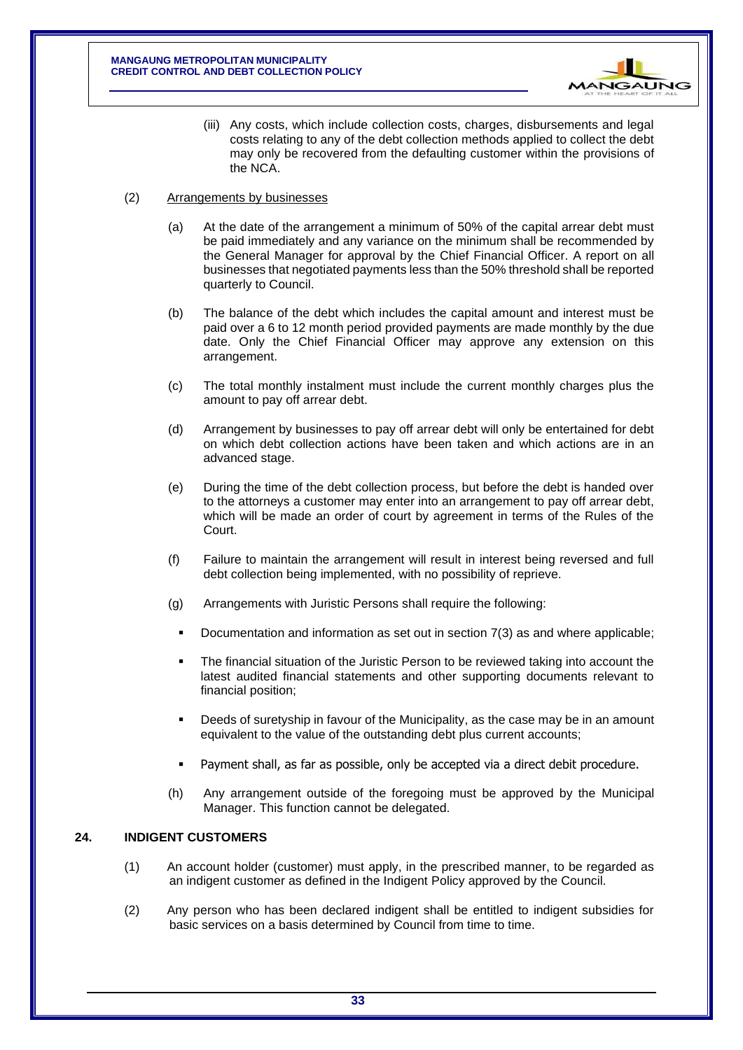(iii) Any costs, which include collection costs, charges, disbursements and legal costs relating to any of the debt collection methods applied to collect the debt may only be recovered from the defaulting customer within the provisions of the NCA.

(2) Arrangements by businesses

(a) At the date of the arrangement a minimum of 50% of the capital arrear debt must be paid immediately and any variance on the minimum shall be recommended by the General Manager for approval by the Chief Financial Officer. A report on all businesses that negotiated payments less than the 50% threshold shall be reported quarterly to Council.

(b) The balance of the debt which includes the capital amount and interest must be paid over a 6 to 12 month period provided payments are made monthly by the due date. Only the Chief Financial Officer may approve any extension on this arrangement.

(c) The total monthly instalment must include the current monthly charges plus the amount to pay off arrear debt.

(d) Arrangement by businesses to pay off arrear debt will only be entertained for debt on which debt collection actions have been taken and which actions are in an advanced stage.

(e) During the time of the debt collection process, but before the debt is handed over to the attorneys a customer may enter into an arrangement to pay off arrear debt, which will be made an order of court by agreement in terms of the Rules of the Court.

(f) Failure to maintain the arrangement will result in interest being reversed and full debt collection being implemented, with no possibility of reprieve.

(g) Arrangements with Juristic Persons shall require the following:

- Documentation and information as set out in section 7(3) as and where applicable;
- The financial situation of the Juristic Person to be reviewed taking into account the latest audited financial statements and other supporting documents relevant to financial position;
- Deeds of suretyship in favour of the Municipality, as the case may be in an amount equivalent to the value of the outstanding debt plus current accounts;
- Payment shall, as far as possible, only be accepted via a direct debit procedure.

(h) Any arrangement outside of the foregoing must be approved by the Municipal Manager. This function cannot be delegated.

## 24. INDIGENT CUSTOMERS

(1) An account holder (customer) must apply, in the prescribed manner, to be regarded as an indigent customer as defined in the Indigent Policy approved by the Council.

(2) Any person who has been declared indigent shall be entitled to indigent subsidies for basic services on a basis determined by Council from time to time.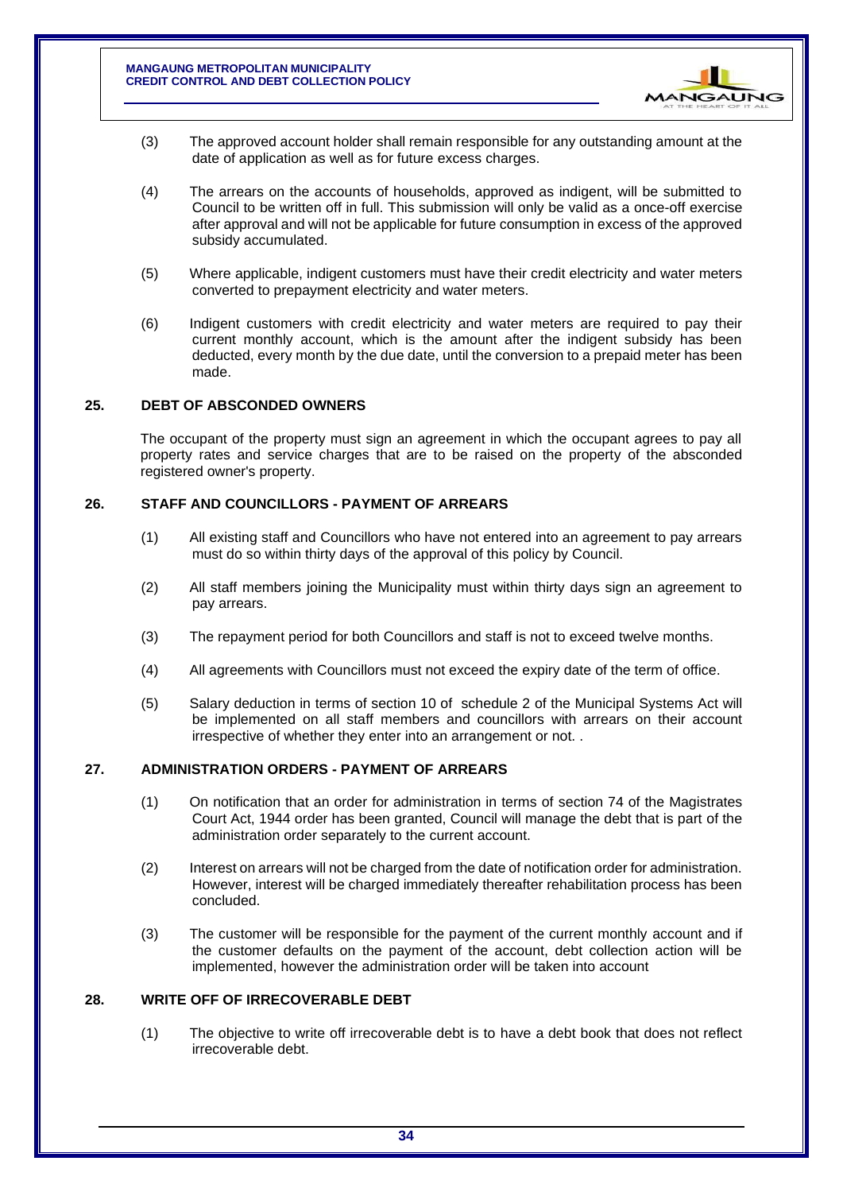(3) The approved account holder shall remain responsible for any outstanding amount at the date of application as well as for future excess charges.

(4) The arrears on the accounts of households, approved as indigent, will be submitted to Council to be written off in full. This submission will only be valid as a once-off exercise after approval and will not be applicable for future consumption in excess of the approved subsidy accumulated.

(5) Where applicable, indigent customers must have their credit electricity and water meters converted to prepayment electricity and water meters.

(6) Indigent customers with credit electricity and water meters are required to pay their current monthly account, which is the amount after the indigent subsidy has been deducted, every month by the due date, until the conversion to a prepaid meter has been made.

## 25. DEBT OF ABSCONDED OWNERS

The occupant of the property must sign an agreement in which the occupant agrees to pay all property rates and service charges that are to be raised on the property of the absconded registered owner's property.

## 26. STAFF AND COUNCILLORS - PAYMENT OF ARREARS

(1) All existing staff and Councillors who have not entered into an agreement to pay arrears must do so within thirty days of the approval of this policy by Council.

(2) All staff members joining the Municipality must within thirty days sign an agreement to pay arrears.

(3) The repayment period for both Councillors and staff is not to exceed twelve months.

(4) All agreements with Councillors must not exceed the expiry date of the term of office.

(5) Salary deduction in terms of section 10 of schedule 2 of the Municipal Systems Act will be implemented on all staff members and councillors with arrears on their account irrespective of whether they enter into an arrangement or not. .

## 27. ADMINISTRATION ORDERS - PAYMENT OF ARREARS

(1) On notification that an order for administration in terms of section 74 of the Magistrates Court Act, 1944 order has been granted, Council will manage the debt that is part of the administration order separately to the current account.

(2) Interest on arrears will not be charged from the date of notification order for administration. However, interest will be charged immediately thereafter rehabilitation process has been concluded.

(3) The customer will be responsible for the payment of the current monthly account and if the customer defaults on the payment of the account, debt collection action will be implemented, however the administration order will be taken into account

## 28. WRITE OFF OF IRRECOVERABLE DEBT

(1) The objective to write off irrecoverable debt is to have a debt book that does not reflect irrecoverable debt.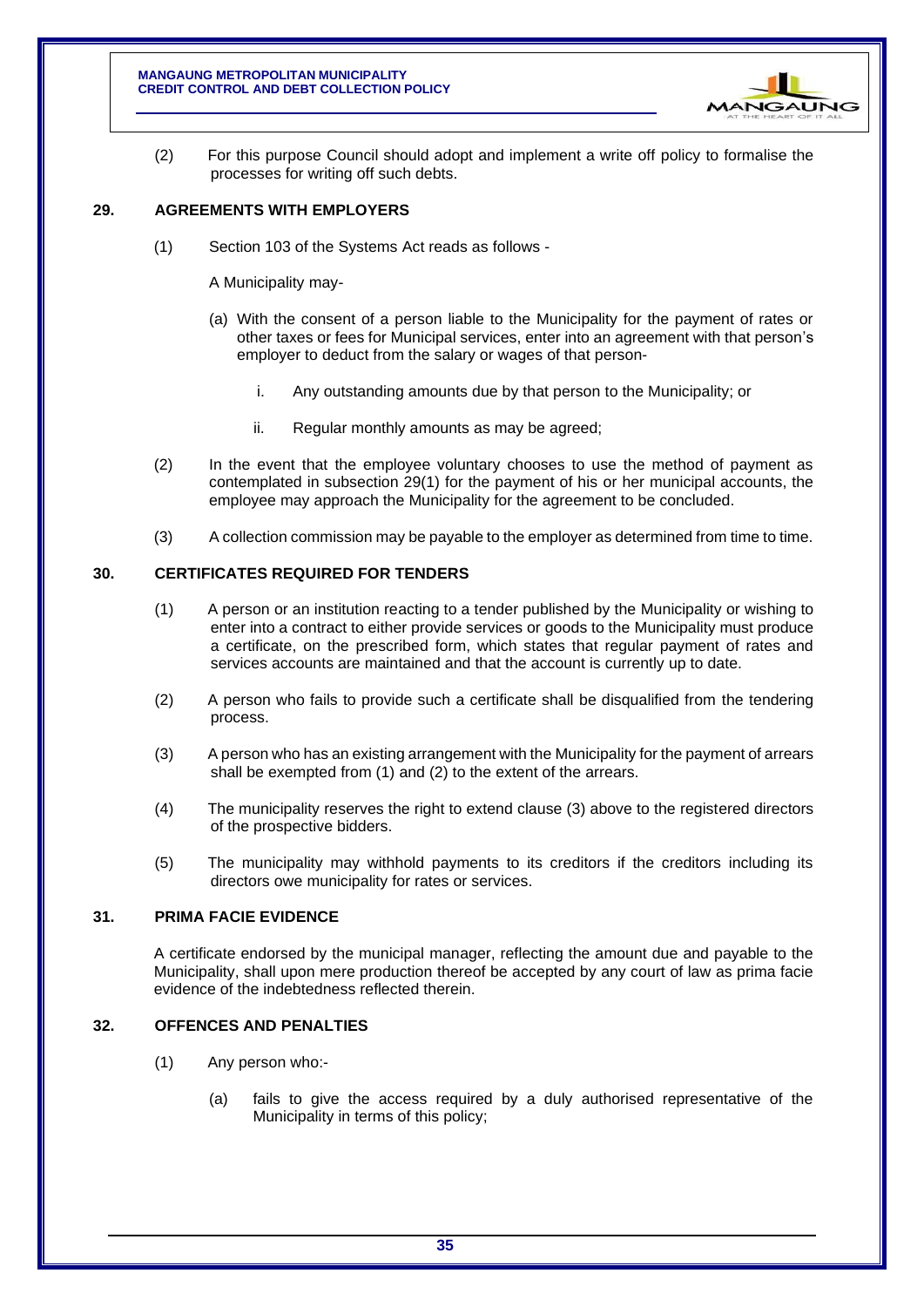(2) For this purpose Council should adopt and implement a write off policy to formalise the processes for writing off such debts.

## 29. AGREEMENTS WITH EMPLOYERS

(1) Section 103 of the Systems Act reads as follows -

A Municipality may-

(a) With the consent of a person liable to the Municipality for the payment of rates or other taxes or fees for Municipal services, enter into an agreement with that person's employer to deduct from the salary or wages of that person-

i. Any outstanding amounts due by that person to the Municipality; or

ii. Regular monthly amounts as may be agreed;

(2) In the event that the employee voluntary chooses to use the method of payment as contemplated in subsection 29(1) for the payment of his or her municipal accounts, the employee may approach the Municipality for the agreement to be concluded.

(3) A collection commission may be payable to the employer as determined from time to time.

## 30. CERTIFICATES REQUIRED FOR TENDERS

(1) A person or an institution reacting to a tender published by the Municipality or wishing to enter into a contract to either provide services or goods to the Municipality must produce a certificate, on the prescribed form, which states that regular payment of rates and services accounts are maintained and that the account is currently up to date.

(2) A person who fails to provide such a certificate shall be disqualified from the tendering process.

(3) A person who has an existing arrangement with the Municipality for the payment of arrears shall be exempted from (1) and (2) to the extent of the arrears.

(4) The municipality reserves the right to extend clause (3) above to the registered directors of the prospective bidders.

(5) The municipality may withhold payments to its creditors if the creditors including its directors owe municipality for rates or services.

## 31. PRIMA FACIE EVIDENCE

A certificate endorsed by the municipal manager, reflecting the amount due and payable to the Municipality, shall upon mere production thereof be accepted by any court of law as prima facie evidence of the indebtedness reflected therein.

## 32. OFFENCES AND PENALTIES

(1) Any person who:-

(a) fails to give the access required by a duly authorised representative of the Municipality in terms of this policy;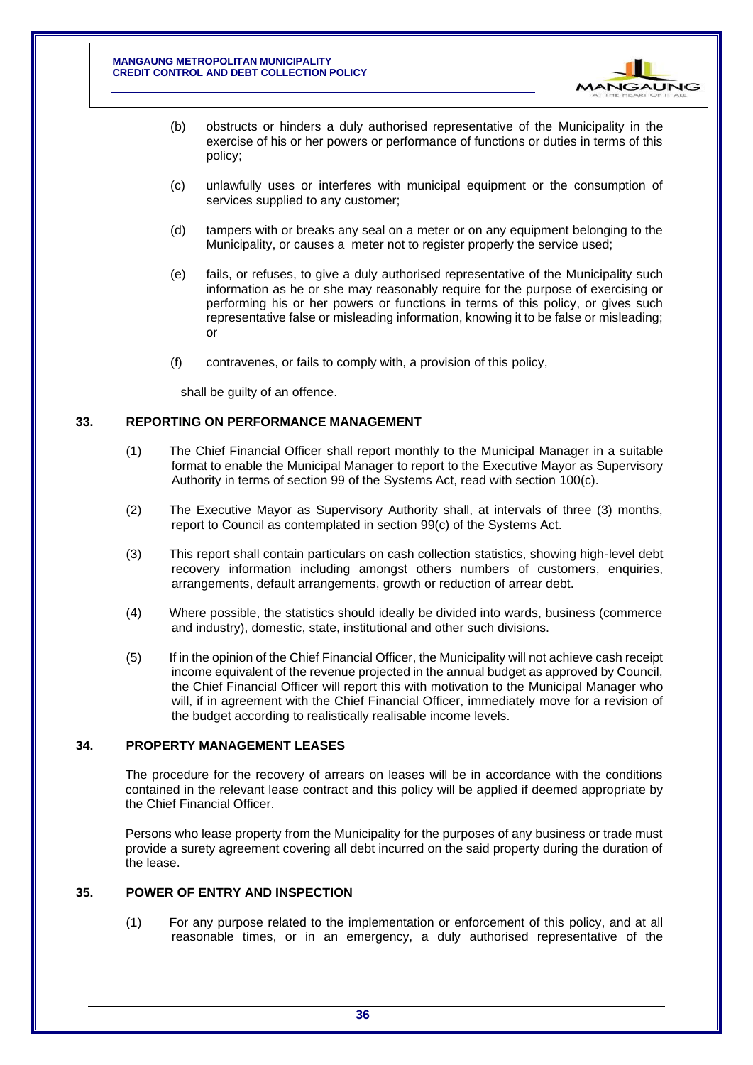(b) obstructs or hinders a duly authorised representative of the Municipality in the exercise of his or her powers or performance of functions or duties in terms of this policy;

(c) unlawfully uses or interferes with municipal equipment or the consumption of services supplied to any customer;

(d) tampers with or breaks any seal on a meter or on any equipment belonging to the Municipality, or causes a meter not to register properly the service used;

(e) fails, or refuses, to give a duly authorised representative of the Municipality such information as he or she may reasonably require for the purpose of exercising or performing his or her powers or functions in terms of this policy, or gives such representative false or misleading information, knowing it to be false or misleading; or

(f) contravenes, or fails to comply with, a provision of this policy,

shall be guilty of an offence.

## 33. REPORTING ON PERFORMANCE MANAGEMENT

(1) The Chief Financial Officer shall report monthly to the Municipal Manager in a suitable format to enable the Municipal Manager to report to the Executive Mayor as Supervisory Authority in terms of section 99 of the Systems Act, read with section 100(c).

(2) The Executive Mayor as Supervisory Authority shall, at intervals of three (3) months, report to Council as contemplated in section 99(c) of the Systems Act.

(3) This report shall contain particulars on cash collection statistics, showing high-level debt recovery information including amongst others numbers of customers, enquiries, arrangements, default arrangements, growth or reduction of arrear debt.

(4) Where possible, the statistics should ideally be divided into wards, business (commerce and industry), domestic, state, institutional and other such divisions.

(5) If in the opinion of the Chief Financial Officer, the Municipality will not achieve cash receipt income equivalent of the revenue projected in the annual budget as approved by Council, the Chief Financial Officer will report this with motivation to the Municipal Manager who will, if in agreement with the Chief Financial Officer, immediately move for a revision of the budget according to realistically realisable income levels.

## 34. PROPERTY MANAGEMENT LEASES

The procedure for the recovery of arrears on leases will be in accordance with the conditions contained in the relevant lease contract and this policy will be applied if deemed appropriate by the Chief Financial Officer.

Persons who lease property from the Municipality for the purposes of any business or trade must provide a surety agreement covering all debt incurred on the said property during the duration of the lease.

## 35. POWER OF ENTRY AND INSPECTION

(1) For any purpose related to the implementation or enforcement of this policy, and at all reasonable times, or in an emergency, a duly authorised representative of the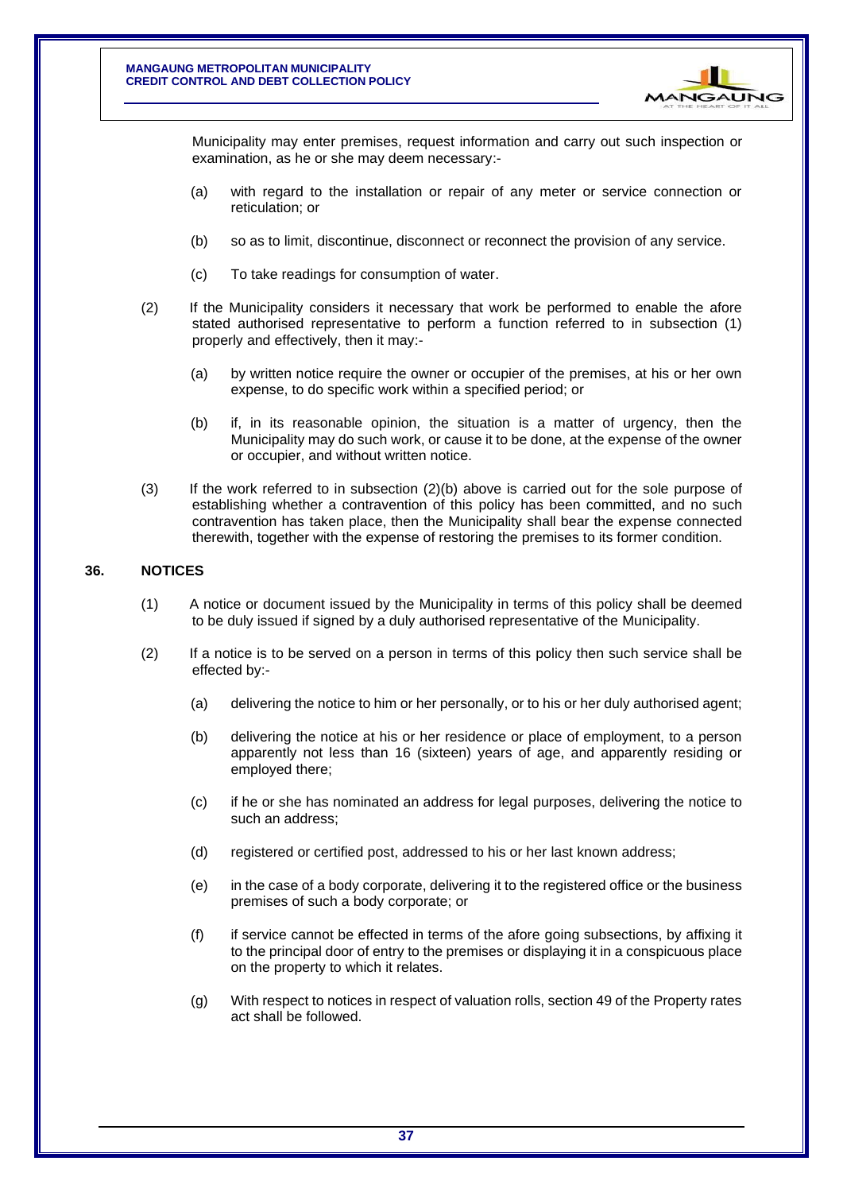Municipality may enter premises, request information and carry out such inspection or examination, as he or she may deem necessary:-

(a) with regard to the installation or repair of any meter or service connection or reticulation; or

(b) so as to limit, discontinue, disconnect or reconnect the provision of any service.

(c) To take readings for consumption of water.

(2) If the Municipality considers it necessary that work be performed to enable the afore stated authorised representative to perform a function referred to in subsection (1) properly and effectively, then it may:-

(a) by written notice require the owner or occupier of the premises, at his or her own expense, to do specific work within a specified period; or

(b) if, in its reasonable opinion, the situation is a matter of urgency, then the Municipality may do such work, or cause it to be done, at the expense of the owner or occupier, and without written notice.

(3) If the work referred to in subsection (2)(b) above is carried out for the sole purpose of establishing whether a contravention of this policy has been committed, and no such contravention has taken place, then the Municipality shall bear the expense connected therewith, together with the expense of restoring the premises to its former condition.

## 36. NOTICES

(1) A notice or document issued by the Municipality in terms of this policy shall be deemed to be duly issued if signed by a duly authorised representative of the Municipality.

(2) If a notice is to be served on a person in terms of this policy then such service shall be effected by:-

(a) delivering the notice to him or her personally, or to his or her duly authorised agent;

(b) delivering the notice at his or her residence or place of employment, to a person apparently not less than 16 (sixteen) years of age, and apparently residing or employed there;

(c) if he or she has nominated an address for legal purposes, delivering the notice to such an address;

(d) registered or certified post, addressed to his or her last known address;

(e) in the case of a body corporate, delivering it to the registered office or the business premises of such a body corporate; or

(f) if service cannot be effected in terms of the afore going subsections, by affixing it to the principal door of entry to the premises or displaying it in a conspicuous place on the property to which it relates.

(g) With respect to notices in respect of valuation rolls, section 49 of the Property rates act shall be followed.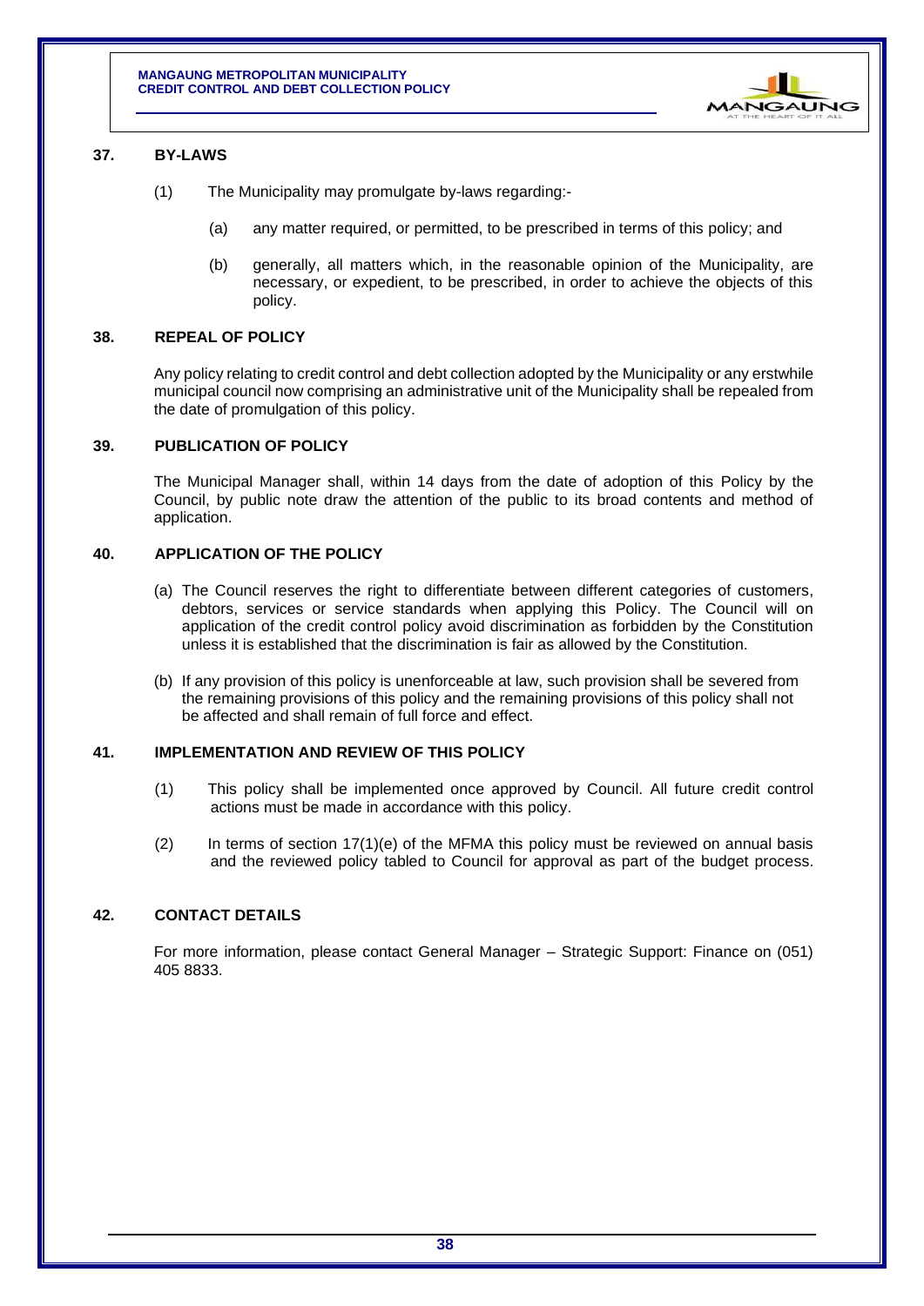## 37. BY-LAWS

(1) The Municipality may promulgate by-laws regarding:-

(a) any matter required, or permitted, to be prescribed in terms of this policy; and

(b) generally, all matters which, in the reasonable opinion of the Municipality, are necessary, or expedient, to be prescribed, in order to achieve the objects of this policy.

## 38. REPEAL OF POLICY

Any policy relating to credit control and debt collection adopted by the Municipality or any erstwhile municipal council now comprising an administrative unit of the Municipality shall be repealed from the date of promulgation of this policy.

## 39. PUBLICATION OF POLICY

The Municipal Manager shall, within 14 days from the date of adoption of this Policy by the Council, by public note draw the attention of the public to its broad contents and method of application.

## 40. APPLICATION OF THE POLICY

(a) The Council reserves the right to differentiate between different categories of customers, debtors, services or service standards when applying this Policy. The Council will on application of the credit control policy avoid discrimination as forbidden by the Constitution unless it is established that the discrimination is fair as allowed by the Constitution.

(b) If any provision of this policy is unenforceable at law, such provision shall be severed from the remaining provisions of this policy and the remaining provisions of this policy shall not be affected and shall remain of full force and effect.

## 41. IMPLEMENTATION AND REVIEW OF THIS POLICY

(1) This policy shall be implemented once approved by Council. All future credit control actions must be made in accordance with this policy.

(2) In terms of section 17(1)(e) of the MFMA this policy must be reviewed on annual basis and the reviewed policy tabled to Council for approval as part of the budget process.

## 42. CONTACT DETAILS

For more information, please contact General Manager – Strategic Support: Finance on (051) 405 8833.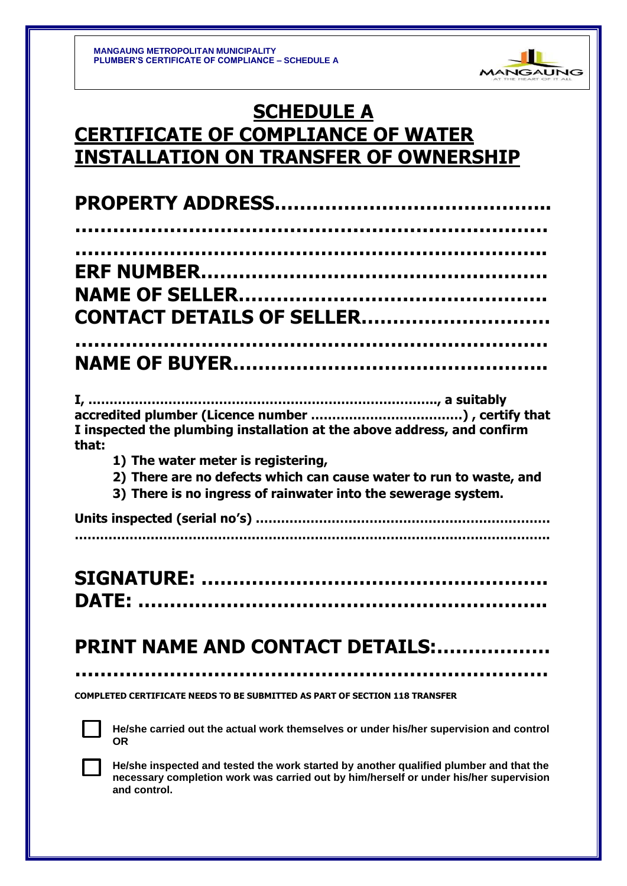# SCHEDULE A

# CERTIFICATE OF COMPLIANCE OF WATER INSTALLATION ON TRANSFER OF OWNERSHIP

**PROPERTY ADDRESS.........................................**

**........................................................................**

**........................................................................**

**ERF NUMBER..................................................**

**NAME OF SELLER.............................................**

**CONTACT DETAILS OF SELLER............................**

**........................................................................**

**NAME OF BUYER..............................................**

**I, ..................................................................................., a suitably accredited plumber (Licence number ...................................) , certify that I inspected the plumbing installation at the above address, and confirm that:**

1) **The water meter is registering,**
2) **There are no defects which can cause water to run to waste, and**
3) **There is no ingress of rainwater into the sewerage system.**

**Units inspected (serial no's) ....................................................................**

**.........................................................................................................**

**SIGNATURE: ...................................................**

**DATE: ..............................................................**

**PRINT NAME AND CONTACT DETAILS:.................**

**........................................................................**

**COMPLETED CERTIFICATE NEEDS TO BE SUBMITTED AS PART OF SECTION 118 TRANSFER**

☐ **He/she carried out the actual work themselves or under his/her supervision and control OR**

☐ **He/she inspected and tested the work started by another qualified plumber and that the necessary completion work was carried out by him/herself or under his/her supervision and control.**